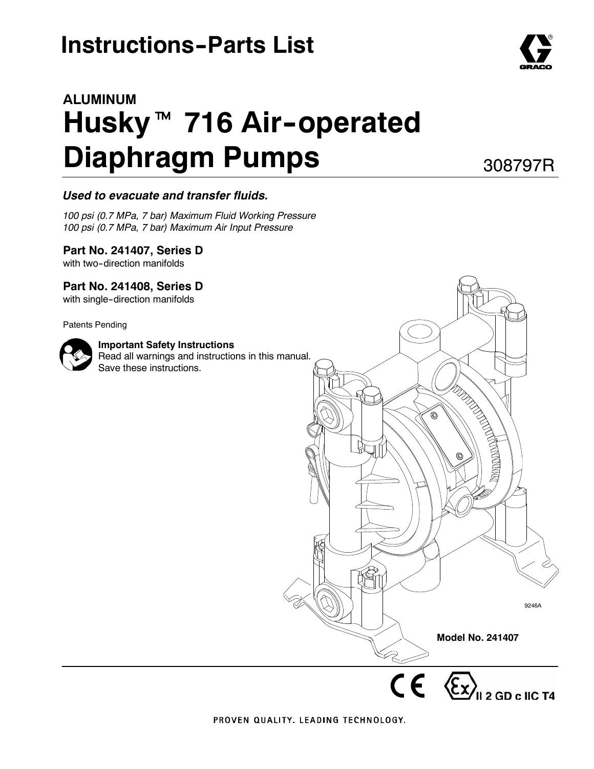# Instructions-Parts List

## ALUMINUM

# Husky™ 716 Air-operated Diaphragm Pumps

308797R

***Used to evacuate and transfer fluids.***

*100 psi (0.7 MPa, 7 bar) Maximum Fluid Working Pressure*
*100 psi (0.7 MPa, 7 bar) Maximum Air Input Pressure*

**Part No. 241407, Series D**
with two-direction manifolds

**Part No. 241408, Series D**
with single-direction manifolds

Patents Pending

**Important Safety Instructions**
Read all warnings and instructions in this manual. Save these instructions.

9246A

**Model No. 241407**

II 2 GD c IIC T4

PROVEN QUALITY. LEADING TECHNOLOGY.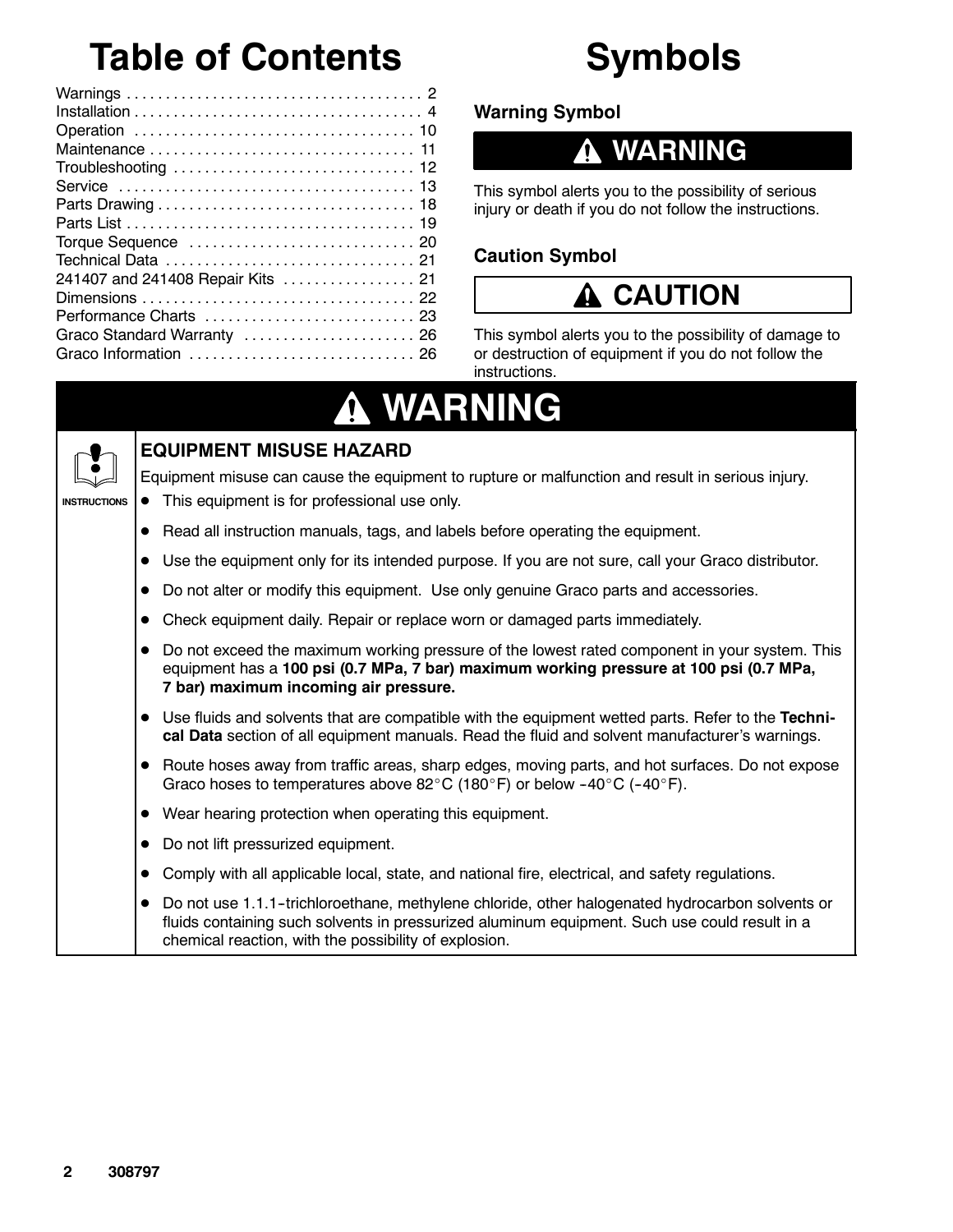# Table of Contents

| | |
|---|---|
| Warnings | 2 |
| Installation | 4 |
| Operation | 10 |
| Maintenance | 11 |
| Troubleshooting | 12 |
| Service | 13 |
| Parts Drawing | 18 |
| Parts List | 19 |
| Torque Sequence | 20 |
| Technical Data | 21 |
| 241407 and 241408 Repair Kits | 21 |
| Dimensions | 22 |
| Performance Charts | 23 |
| Graco Standard Warranty | 26 |
| Graco Information | 26 |

# Symbols

### Warning Symbol

**⚠ WARNING**

This symbol alerts you to the possibility of serious injury or death if you do not follow the instructions.

### Caution Symbol

**⚠ CAUTION**

This symbol alerts you to the possibility of damage to or destruction of equipment if you do not follow the instructions.

## ⚠ WARNING

INSTRUCTIONS

### EQUIPMENT MISUSE HAZARD

Equipment misuse can cause the equipment to rupture or malfunction and result in serious injury.

- This equipment is for professional use only.
- Read all instruction manuals, tags, and labels before operating the equipment.
- Use the equipment only for its intended purpose. If you are not sure, call your Graco distributor.
- Do not alter or modify this equipment. Use only genuine Graco parts and accessories.
- Check equipment daily. Repair or replace worn or damaged parts immediately.
- Do not exceed the maximum working pressure of the lowest rated component in your system. This equipment has a **100 psi (0.7 MPa, 7 bar) maximum working pressure at 100 psi (0.7 MPa, 7 bar) maximum incoming air pressure.**
- Use fluids and solvents that are compatible with the equipment wetted parts. Refer to the **Technical Data** section of all equipment manuals. Read the fluid and solvent manufacturer's warnings.
- Route hoses away from traffic areas, sharp edges, moving parts, and hot surfaces. Do not expose Graco hoses to temperatures above 82°C (180°F) or below -40°C (-40°F).
- Wear hearing protection when operating this equipment.
- Do not lift pressurized equipment.
- Comply with all applicable local, state, and national fire, electrical, and safety regulations.
- Do not use 1.1.1-trichloroethane, methylene chloride, other halogenated hydrocarbon solvents or fluids containing such solvents in pressurized aluminum equipment. Such use could result in a chemical reaction, with the possibility of explosion.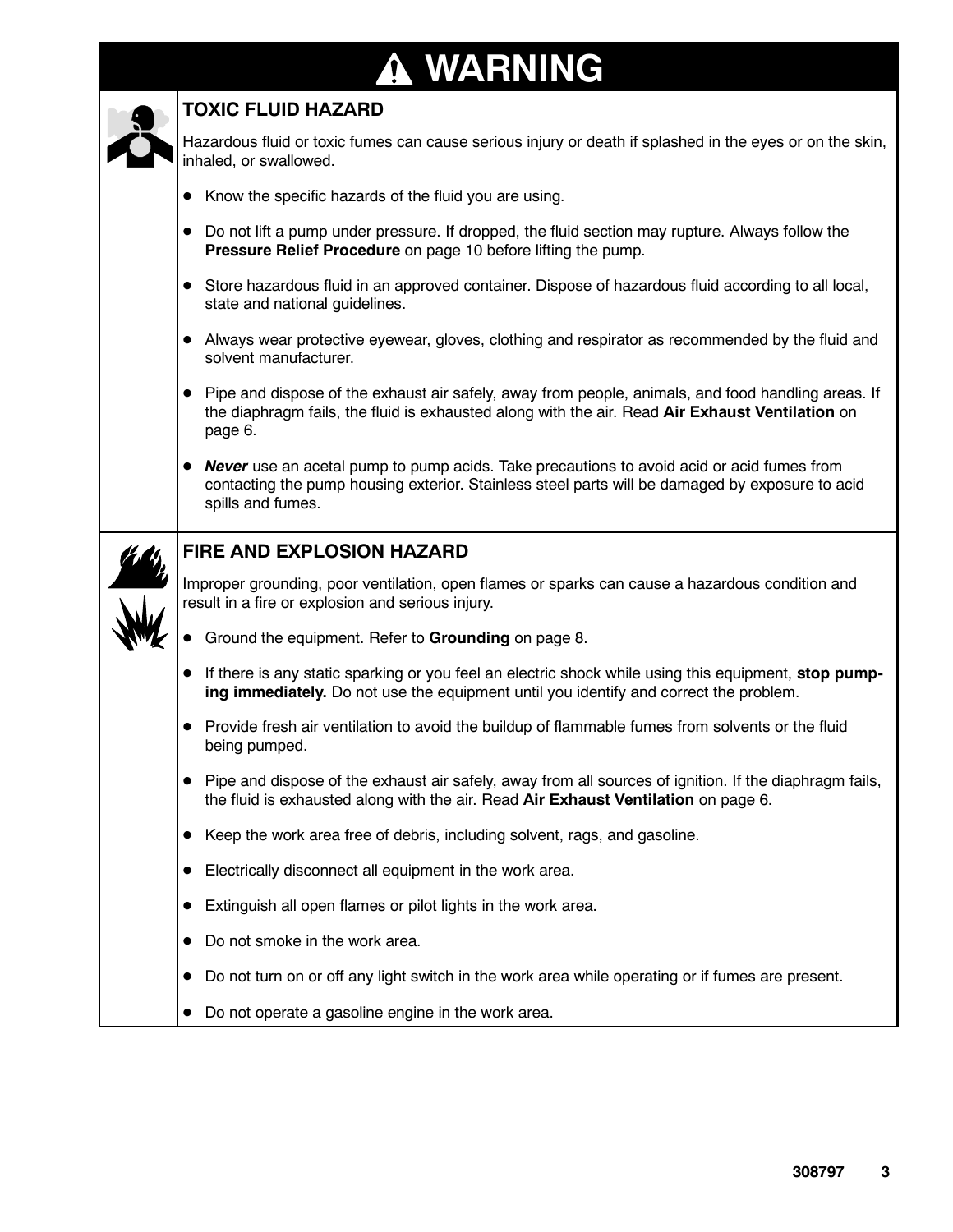# ⚠ WARNING

## TOXIC FLUID HAZARD

Hazardous fluid or toxic fumes can cause serious injury or death if splashed in the eyes or on the skin, inhaled, or swallowed.

- Know the specific hazards of the fluid you are using.
- Do not lift a pump under pressure. If dropped, the fluid section may rupture. Always follow the **Pressure Relief Procedure** on page 10 before lifting the pump.
- Store hazardous fluid in an approved container. Dispose of hazardous fluid according to all local, state and national guidelines.
- Always wear protective eyewear, gloves, clothing and respirator as recommended by the fluid and solvent manufacturer.
- Pipe and dispose of the exhaust air safely, away from people, animals, and food handling areas. If the diaphragm fails, the fluid is exhausted along with the air. Read **Air Exhaust Ventilation** on page 6.
- ***Never*** use an acetal pump to pump acids. Take precautions to avoid acid or acid fumes from contacting the pump housing exterior. Stainless steel parts will be damaged by exposure to acid spills and fumes.

## FIRE AND EXPLOSION HAZARD

Improper grounding, poor ventilation, open flames or sparks can cause a hazardous condition and result in a fire or explosion and serious injury.

- Ground the equipment. Refer to **Grounding** on page 8.
- If there is any static sparking or you feel an electric shock while using this equipment, **stop pumping immediately.** Do not use the equipment until you identify and correct the problem.
- Provide fresh air ventilation to avoid the buildup of flammable fumes from solvents or the fluid being pumped.
- Pipe and dispose of the exhaust air safely, away from all sources of ignition. If the diaphragm fails, the fluid is exhausted along with the air. Read **Air Exhaust Ventilation** on page 6.
- Keep the work area free of debris, including solvent, rags, and gasoline.
- Electrically disconnect all equipment in the work area.
- Extinguish all open flames or pilot lights in the work area.
- Do not smoke in the work area.
- Do not turn on or off any light switch in the work area while operating or if fumes are present.
- Do not operate a gasoline engine in the work area.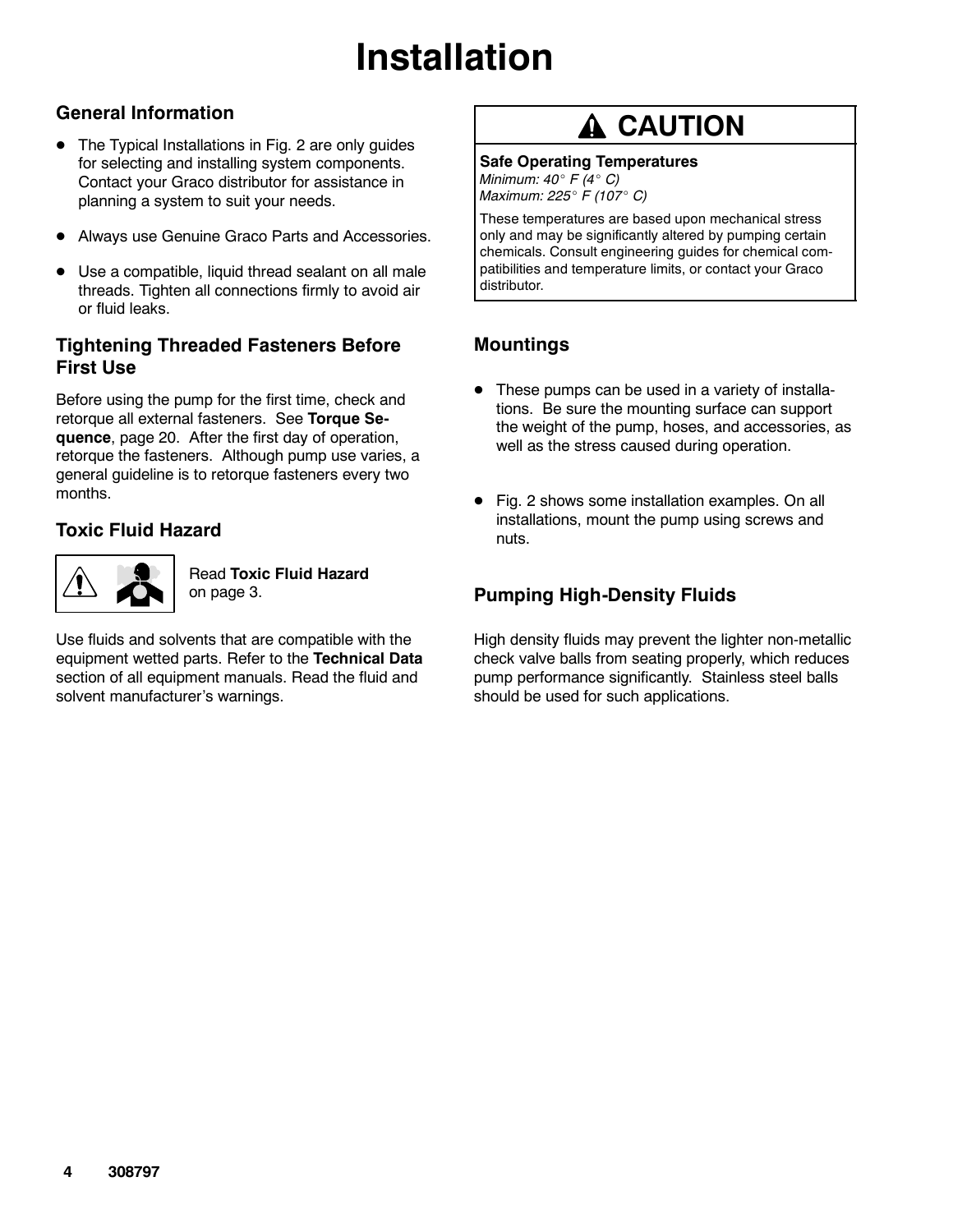# Installation

## General Information

- The Typical Installations in Fig. 2 are only guides for selecting and installing system components. Contact your Graco distributor for assistance in planning a system to suit your needs.
- Always use Genuine Graco Parts and Accessories.
- Use a compatible, liquid thread sealant on all male threads. Tighten all connections firmly to avoid air or fluid leaks.

## Tightening Threaded Fasteners Before First Use

Before using the pump for the first time, check and retorque all external fasteners. See **Torque Sequence**, page 20. After the first day of operation, retorque the fasteners. Although pump use varies, a general guideline is to retorque fasteners every two months.

## Toxic Fluid Hazard

Read **Toxic Fluid Hazard** on page 3.

Use fluids and solvents that are compatible with the equipment wetted parts. Refer to the **Technical Data** section of all equipment manuals. Read the fluid and solvent manufacturer's warnings.

> **CAUTION**
>
> **Safe Operating Temperatures**
> *Minimum: 40° F (4° C)*
> *Maximum: 225° F (107° C)*
>
> These temperatures are based upon mechanical stress only and may be significantly altered by pumping certain chemicals. Consult engineering guides for chemical compatibilities and temperature limits, or contact your Graco distributor.

## Mountings

- These pumps can be used in a variety of installations. Be sure the mounting surface can support the weight of the pump, hoses, and accessories, as well as the stress caused during operation.
- Fig. 2 shows some installation examples. On all installations, mount the pump using screws and nuts.

## Pumping High-Density Fluids

High density fluids may prevent the lighter non-metallic check valve balls from seating properly, which reduces pump performance significantly. Stainless steel balls should be used for such applications.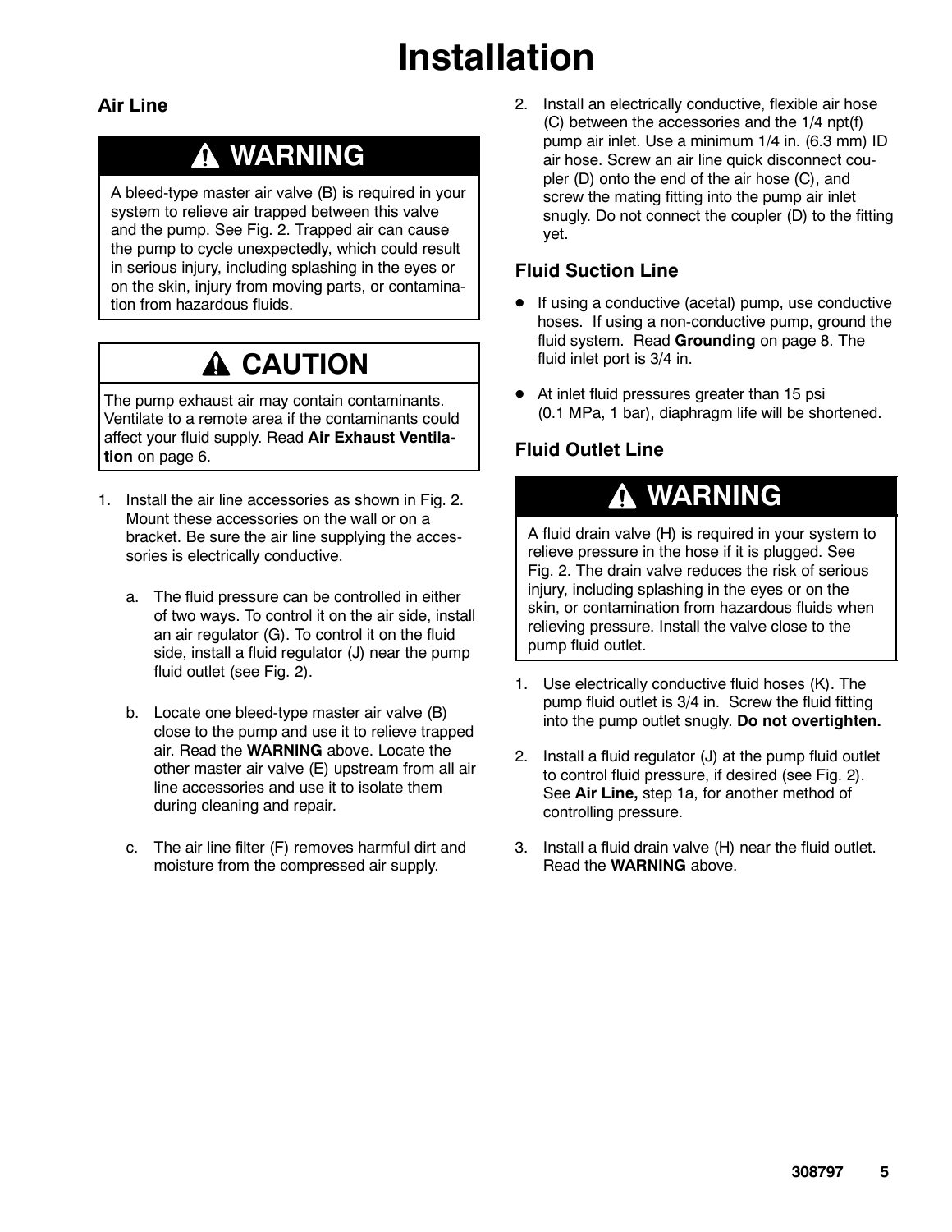# Installation

## Air Line

### ⚠ WARNING

A bleed-type master air valve (B) is required in your system to relieve air trapped between this valve and the pump. See Fig. 2. Trapped air can cause the pump to cycle unexpectedly, which could result in serious injury, including splashing in the eyes or on the skin, injury from moving parts, or contamination from hazardous fluids.

### ⚠ CAUTION

The pump exhaust air may contain contaminants. Ventilate to a remote area if the contaminants could affect your fluid supply. Read **Air Exhaust Ventilation** on page 6.

1. Install the air line accessories as shown in Fig. 2. Mount these accessories on the wall or on a bracket. Be sure the air line supplying the accessories is electrically conductive.

   a. The fluid pressure can be controlled in either of two ways. To control it on the air side, install an air regulator (G). To control it on the fluid side, install a fluid regulator (J) near the pump fluid outlet (see Fig. 2).

   b. Locate one bleed-type master air valve (B) close to the pump and use it to relieve trapped air. Read the **WARNING** above. Locate the other master air valve (E) upstream from all air line accessories and use it to isolate them during cleaning and repair.

   c. The air line filter (F) removes harmful dirt and moisture from the compressed air supply.

2. Install an electrically conductive, flexible air hose (C) between the accessories and the 1/4 npt(f) pump air inlet. Use a minimum 1/4 in. (6.3 mm) ID air hose. Screw an air line quick disconnect coupler (D) onto the end of the air hose (C), and screw the mating fitting into the pump air inlet snugly. Do not connect the coupler (D) to the fitting yet.

## Fluid Suction Line

- If using a conductive (acetal) pump, use conductive hoses. If using a non-conductive pump, ground the fluid system. Read **Grounding** on page 8. The fluid inlet port is 3/4 in.
- At inlet fluid pressures greater than 15 psi (0.1 MPa, 1 bar), diaphragm life will be shortened.

## Fluid Outlet Line

### ⚠ WARNING

A fluid drain valve (H) is required in your system to relieve pressure in the hose if it is plugged. See Fig. 2. The drain valve reduces the risk of serious injury, including splashing in the eyes or on the skin, or contamination from hazardous fluids when relieving pressure. Install the valve close to the pump fluid outlet.

1. Use electrically conductive fluid hoses (K). The pump fluid outlet is 3/4 in. Screw the fluid fitting into the pump outlet snugly. **Do not overtighten.**
2. Install a fluid regulator (J) at the pump fluid outlet to control fluid pressure, if desired (see Fig. 2). See **Air Line,** step 1a, for another method of controlling pressure.
3. Install a fluid drain valve (H) near the fluid outlet. Read the **WARNING** above.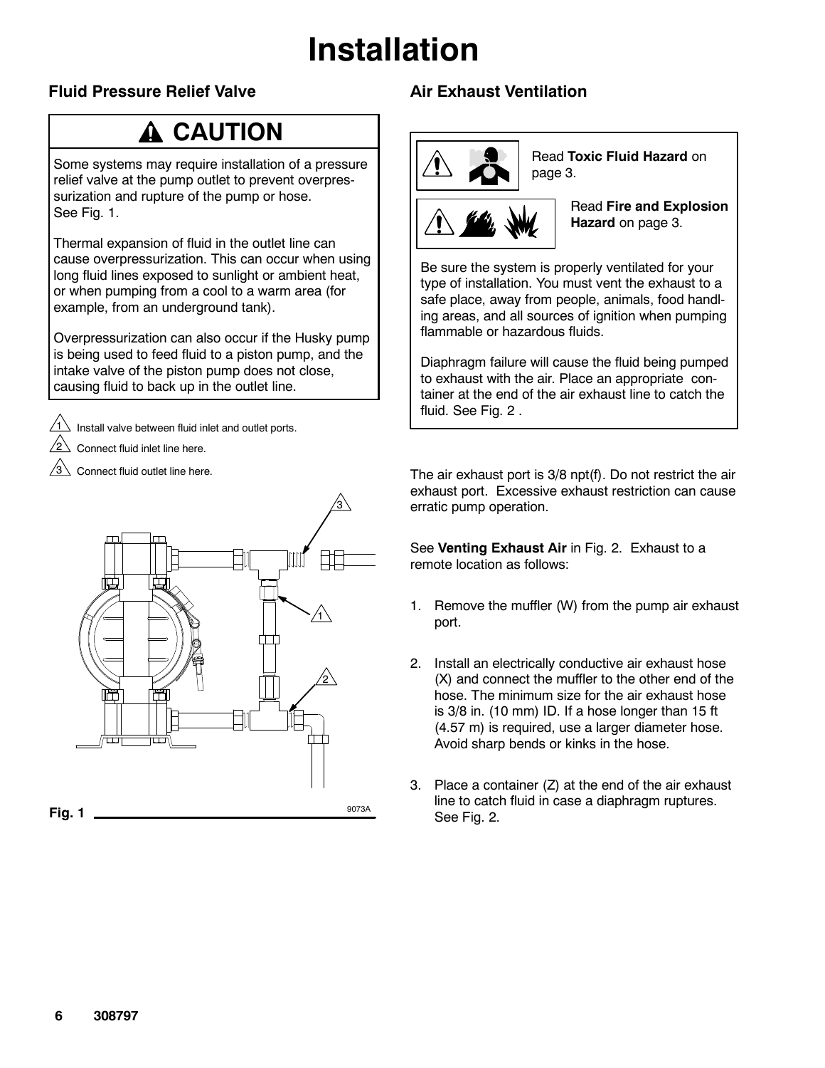# Installation

## Fluid Pressure Relief Valve

**CAUTION**

Some systems may require installation of a pressure relief valve at the pump outlet to prevent overpressurization and rupture of the pump or hose. See Fig. 1.

Thermal expansion of fluid in the outlet line can cause overpressurization. This can occur when using long fluid lines exposed to sunlight or ambient heat, or when pumping from a cool to a warm area (for example, from an underground tank).

Overpressurization can also occur if the Husky pump is being used to feed fluid to a piston pump, and the intake valve of the piston pump does not close, causing fluid to back up in the outlet line.

1. Install valve between fluid inlet and outlet ports.
2. Connect fluid inlet line here.
3. Connect fluid outlet line here.

Fig. 1 9073A

## Air Exhaust Ventilation

Read **Toxic Fluid Hazard** on page 3.

Read **Fire and Explosion Hazard** on page 3.

Be sure the system is properly ventilated for your type of installation. You must vent the exhaust to a safe place, away from people, animals, food handling areas, and all sources of ignition when pumping flammable or hazardous fluids.

Diaphragm failure will cause the fluid being pumped to exhaust with the air. Place an appropriate container at the end of the air exhaust line to catch the fluid. See Fig. 2 .

The air exhaust port is 3/8 npt(f). Do not restrict the air exhaust port. Excessive exhaust restriction can cause erratic pump operation.

See **Venting Exhaust Air** in Fig. 2. Exhaust to a remote location as follows:

1. Remove the muffler (W) from the pump air exhaust port.
2. Install an electrically conductive air exhaust hose (X) and connect the muffler to the other end of the hose. The minimum size for the air exhaust hose is 3/8 in. (10 mm) ID. If a hose longer than 15 ft (4.57 m) is required, use a larger diameter hose. Avoid sharp bends or kinks in the hose.
3. Place a container (Z) at the end of the air exhaust line to catch fluid in case a diaphragm ruptures. See Fig. 2.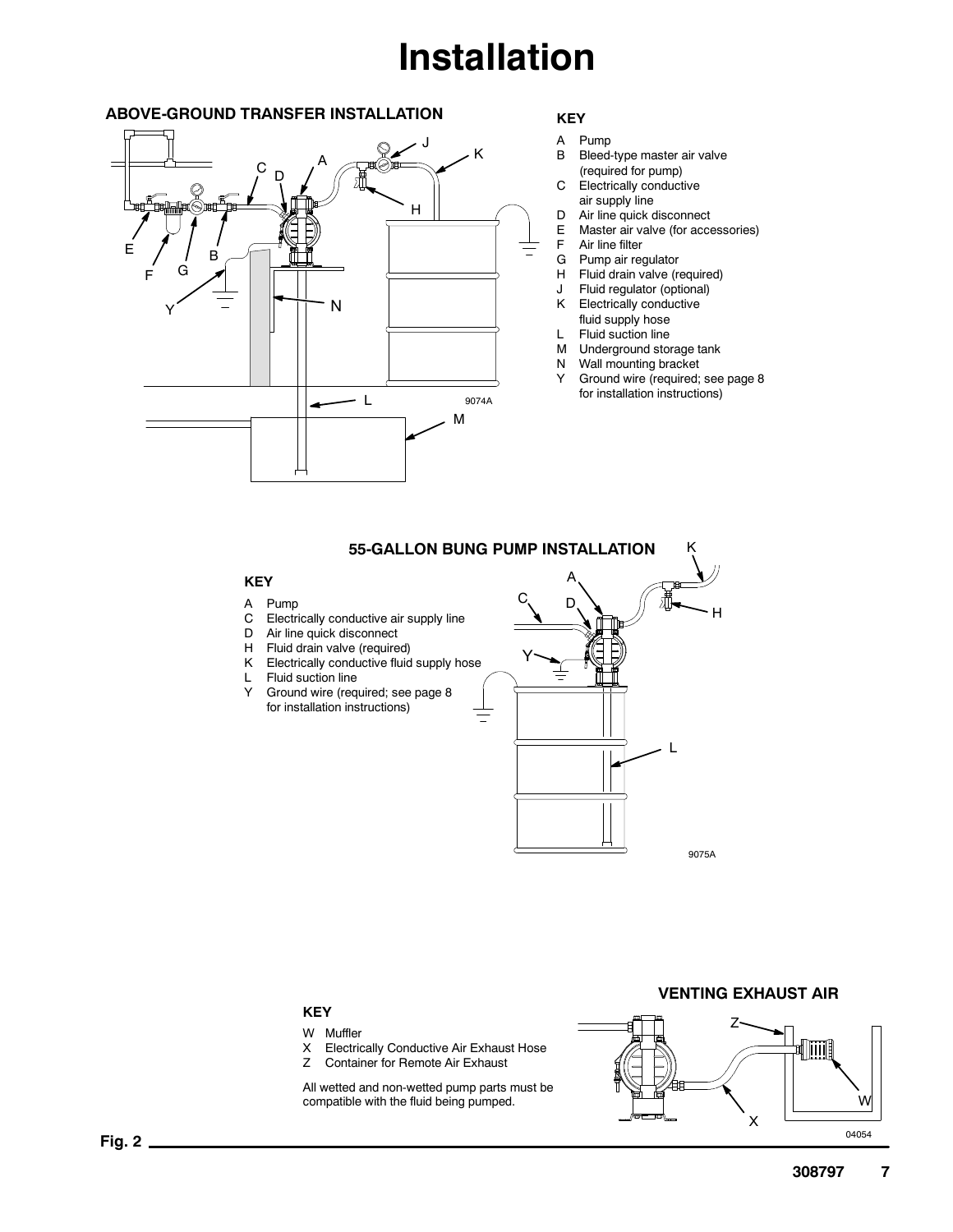# Installation

### ABOVE-GROUND TRANSFER INSTALLATION

**KEY**

- A Pump
- B Bleed-type master air valve (required for pump)
- C Electrically conductive air supply line
- D Air line quick disconnect
- E Master air valve (for accessories)
- F Air line filter
- G Pump air regulator
- H Fluid drain valve (required)
- J Fluid regulator (optional)
- K Electrically conductive fluid supply hose
- L Fluid suction line
- M Underground storage tank
- N Wall mounting bracket
- Y Ground wire (required; see page 8 for installation instructions)

9074A

### 55-GALLON BUNG PUMP INSTALLATION

**KEY**

- A Pump
- C Electrically conductive air supply line
- D Air line quick disconnect
- H Fluid drain valve (required)
- K Electrically conductive fluid supply hose
- L Fluid suction line
- Y Ground wire (required; see page 8 for installation instructions)

9075A

### VENTING EXHAUST AIR

**KEY**

- W Muffler
- X Electrically Conductive Air Exhaust Hose
- Z Container for Remote Air Exhaust

All wetted and non-wetted pump parts must be compatible with the fluid being pumped.

04054

**Fig. 2**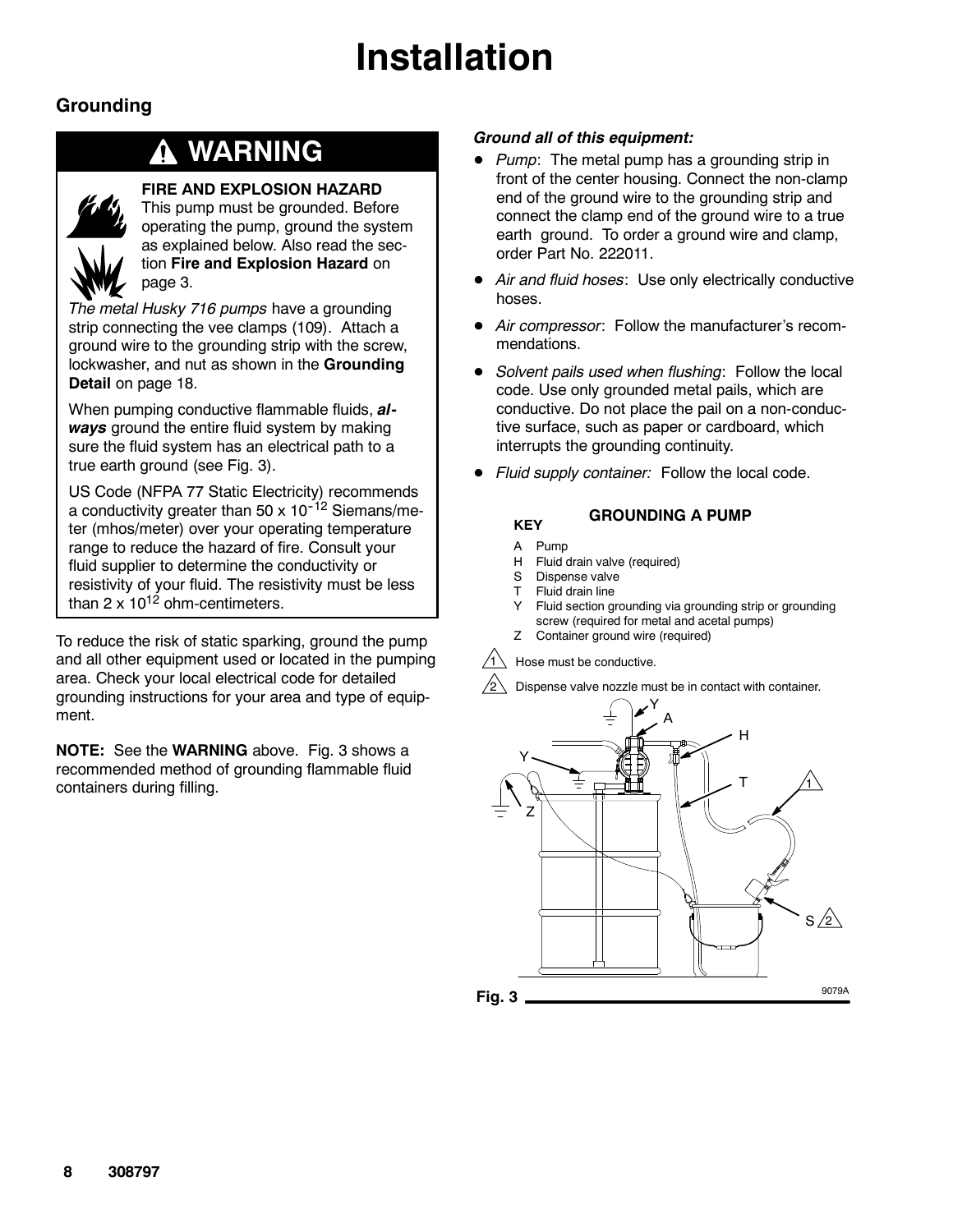# Installation

## Grounding

### ⚠ WARNING

**FIRE AND EXPLOSION HAZARD**
This pump must be grounded. Before operating the pump, ground the system as explained below. Also read the section **Fire and Explosion Hazard** on page 3.

*The metal Husky 716 pumps* have a grounding strip connecting the vee clamps (109). Attach a ground wire to the grounding strip with the screw, lockwasher, and nut as shown in the **Grounding Detail** on page 18.

When pumping conductive flammable fluids, ***always*** ground the entire fluid system by making sure the fluid system has an electrical path to a true earth ground (see Fig. 3).

US Code (NFPA 77 Static Electricity) recommends a conductivity greater than $50 \times 10^{-12}$ Siemans/meter (mhos/meter) over your operating temperature range to reduce the hazard of fire. Consult your fluid supplier to determine the conductivity or resistivity of your fluid. The resistivity must be less than $2 \times 10^{12}$ ohm-centimeters.

To reduce the risk of static sparking, ground the pump and all other equipment used or located in the pumping area. Check your local electrical code for detailed grounding instructions for your area and type of equipment.

**NOTE:** See the **WARNING** above. Fig. 3 shows a recommended method of grounding flammable fluid containers during filling.

***Ground all of this equipment:***

- *Pump*: The metal pump has a grounding strip in front of the center housing. Connect the non-clamp end of the ground wire to the grounding strip and connect the clamp end of the ground wire to a true earth ground. To order a ground wire and clamp, order Part No. 222011.
- *Air and fluid hoses*: Use only electrically conductive hoses.
- *Air compressor*: Follow the manufacturer's recommendations.
- *Solvent pails used when flushing*: Follow the local code. Use only grounded metal pails, which are conductive. Do not place the pail on a non-conductive surface, such as paper or cardboard, which interrupts the grounding continuity.
- *Fluid supply container:* Follow the local code.

**GROUNDING A PUMP**

**KEY**

A Pump
H Fluid drain valve (required)
S Dispense valve
T Fluid drain line
Y Fluid section grounding via grounding strip or grounding screw (required for metal and acetal pumps)
Z Container ground wire (required)

1 Hose must be conductive.

2 Dispense valve nozzle must be in contact with container.

9079A

**Fig. 3**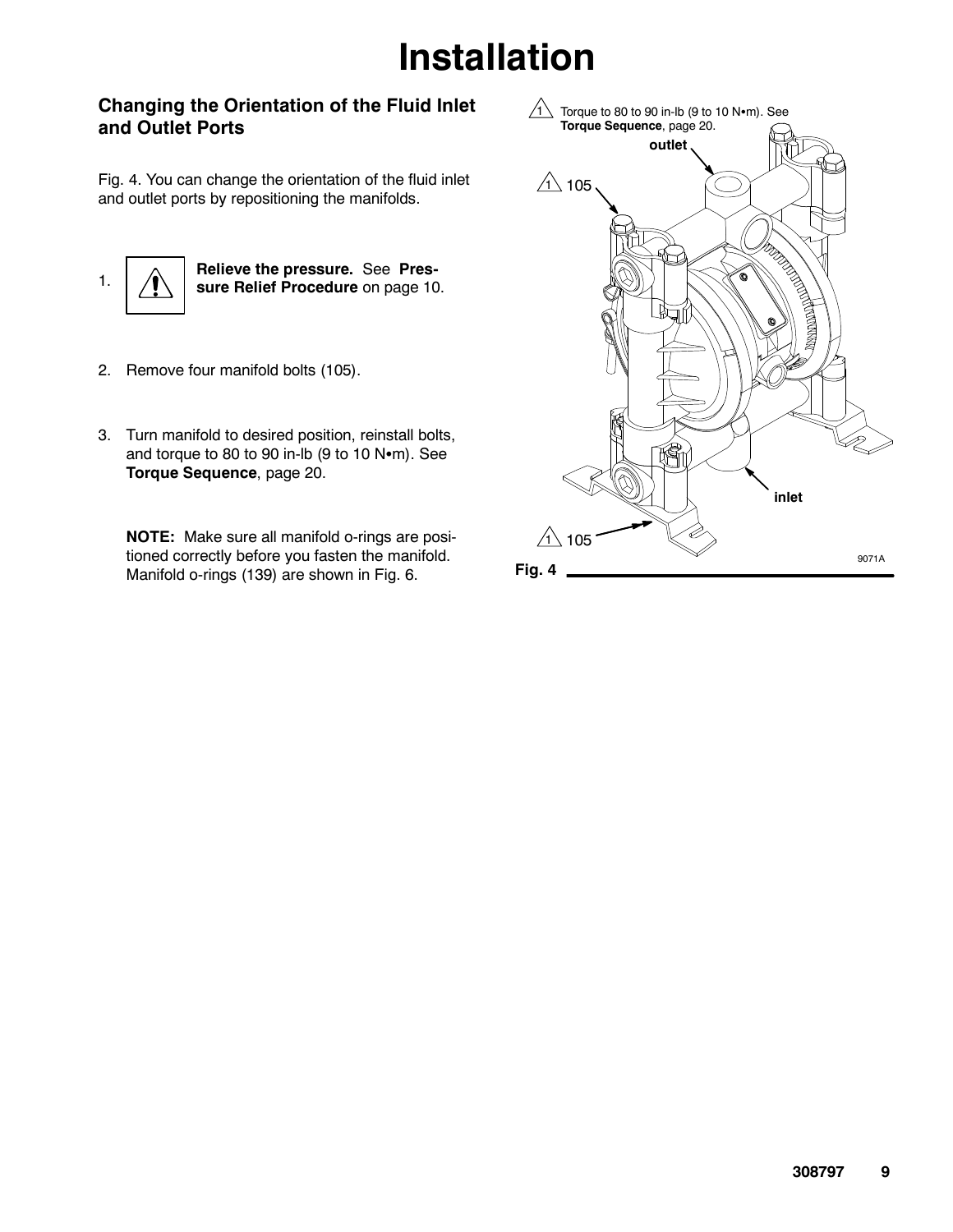# Installation

## Changing the Orientation of the Fluid Inlet and Outlet Ports

Fig. 4. You can change the orientation of the fluid inlet and outlet ports by repositioning the manifolds.

1. **Relieve the pressure.** See **Pressure Relief Procedure** on page 10.
2. Remove four manifold bolts (105).
3. Turn manifold to desired position, reinstall bolts, and torque to 80 to 90 in-lb (9 to 10 N•m). See **Torque Sequence**, page 20.

   **NOTE:** Make sure all manifold o-rings are positioned correctly before you fasten the manifold. Manifold o-rings (139) are shown in Fig. 6.

1 Torque to 80 to 90 in-lb (9 to 10 N•m). See **Torque Sequence**, page 20.

outlet

1 105

inlet

1 105

9071A

**Fig. 4**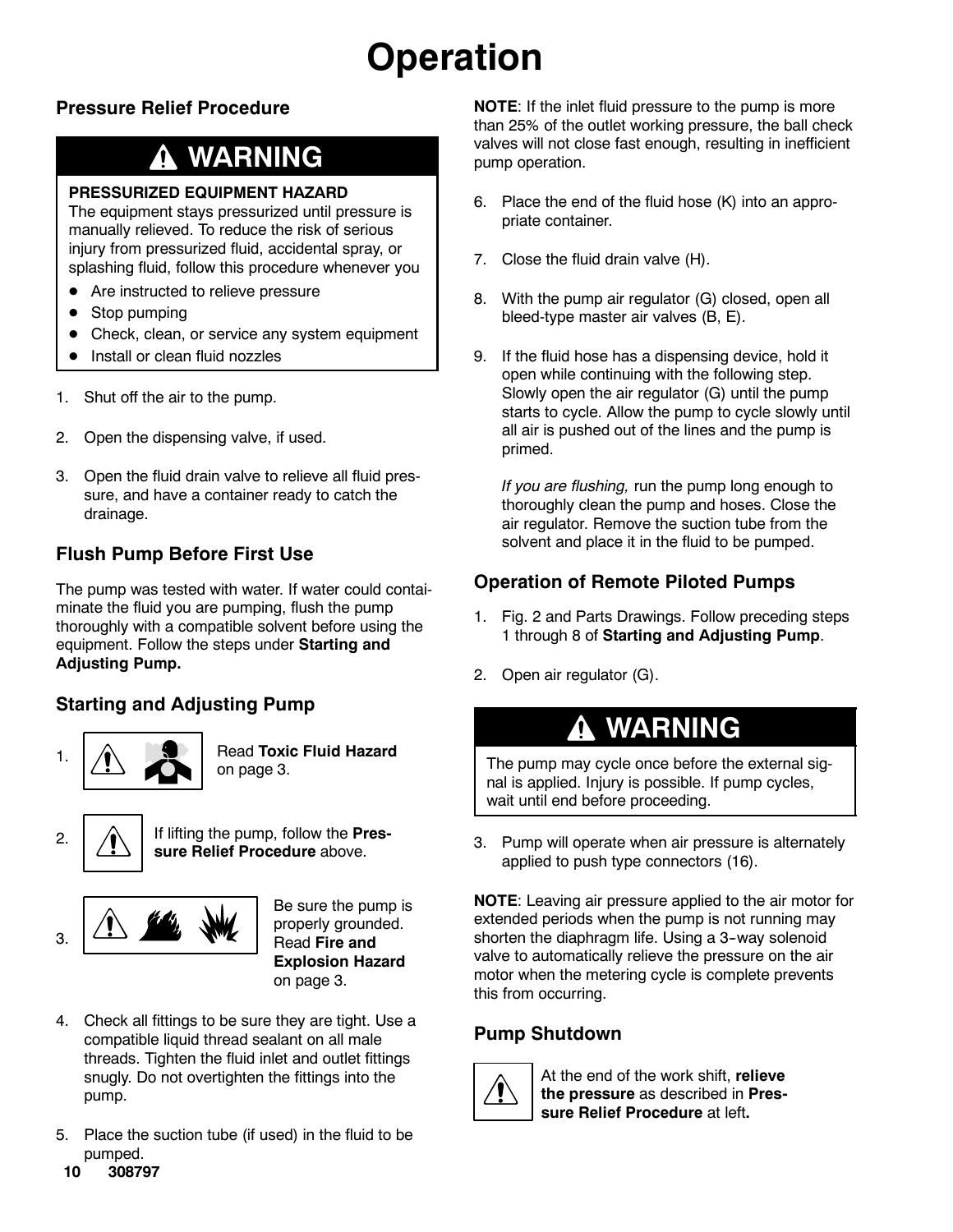# Operation

## Pressure Relief Procedure

> **⚠ WARNING**
>
> **PRESSURIZED EQUIPMENT HAZARD**
> The equipment stays pressurized until pressure is manually relieved. To reduce the risk of serious injury from pressurized fluid, accidental spray, or splashing fluid, follow this procedure whenever you
>
> - Are instructed to relieve pressure
> - Stop pumping
> - Check, clean, or service any system equipment
> - Install or clean fluid nozzles

1. Shut off the air to the pump.
2. Open the dispensing valve, if used.
3. Open the fluid drain valve to relieve all fluid pressure, and have a container ready to catch the drainage.

## Flush Pump Before First Use

The pump was tested with water. If water could contaiminate the fluid you are pumping, flush the pump thoroughly with a compatible solvent before using the equipment. Follow the steps under **Starting and Adjusting Pump.**

## Starting and Adjusting Pump

1. Read **Toxic Fluid Hazard** on page 3.
2. If lifting the pump, follow the **Pressure Relief Procedure** above.
3. Be sure the pump is properly grounded. Read **Fire and Explosion Hazard** on page 3.
4. Check all fittings to be sure they are tight. Use a compatible liquid thread sealant on all male threads. Tighten the fluid inlet and outlet fittings snugly. Do not overtighten the fittings into the pump.
5. Place the suction tube (if used) in the fluid to be pumped.

**NOTE**: If the inlet fluid pressure to the pump is more than 25% of the outlet working pressure, the ball check valves will not close fast enough, resulting in inefficient pump operation.

6. Place the end of the fluid hose (K) into an appropriate container.
7. Close the fluid drain valve (H).
8. With the pump air regulator (G) closed, open all bleed-type master air valves (B, E).
9. If the fluid hose has a dispensing device, hold it open while continuing with the following step. Slowly open the air regulator (G) until the pump starts to cycle. Allow the pump to cycle slowly until all air is pushed out of the lines and the pump is primed.

   *If you are flushing,* run the pump long enough to thoroughly clean the pump and hoses. Close the air regulator. Remove the suction tube from the solvent and place it in the fluid to be pumped.

## Operation of Remote Piloted Pumps

1. Fig. 2 and Parts Drawings. Follow preceding steps 1 through 8 of **Starting and Adjusting Pump**.
2. Open air regulator (G).

> **⚠ WARNING**
>
> The pump may cycle once before the external signal is applied. Injury is possible. If pump cycles, wait until end before proceeding.

3. Pump will operate when air pressure is alternately applied to push type connectors (16).

**NOTE**: Leaving air pressure applied to the air motor for extended periods when the pump is not running may shorten the diaphragm life. Using a 3-way solenoid valve to automatically relieve the pressure on the air motor when the metering cycle is complete prevents this from occurring.

## Pump Shutdown

At the end of the work shift, **relieve the pressure** as described in **Pressure Relief Procedure** at left**.**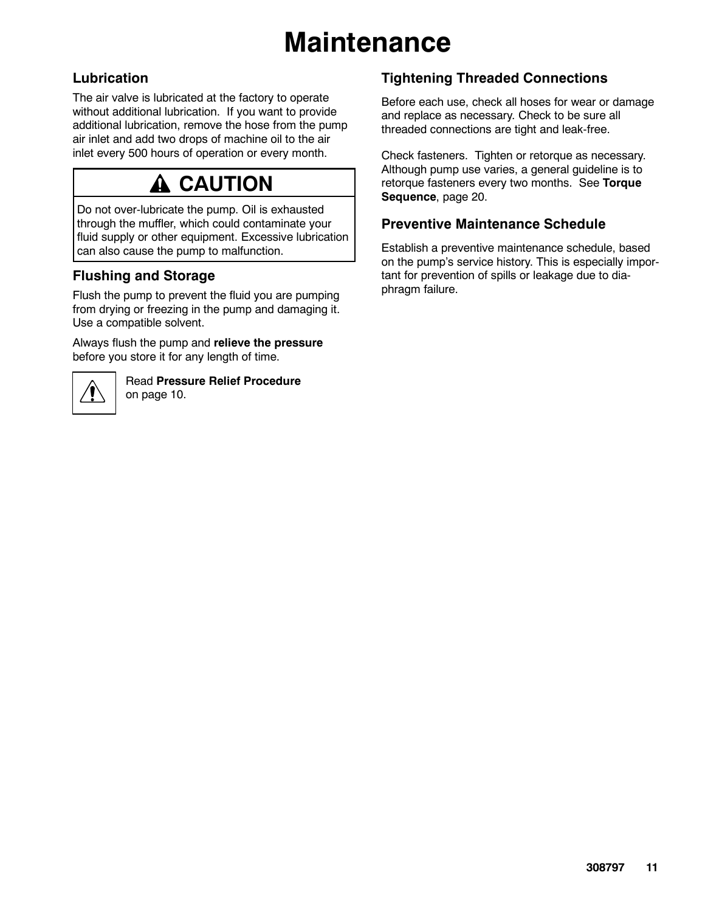# Maintenance

## Lubrication

The air valve is lubricated at the factory to operate without additional lubrication. If you want to provide additional lubrication, remove the hose from the pump air inlet and add two drops of machine oil to the air inlet every 500 hours of operation or every month.

> **⚠ CAUTION**
>
> Do not over-lubricate the pump. Oil is exhausted through the muffler, which could contaminate your fluid supply or other equipment. Excessive lubrication can also cause the pump to malfunction.

## Flushing and Storage

Flush the pump to prevent the fluid you are pumping from drying or freezing in the pump and damaging it. Use a compatible solvent.

Always flush the pump and **relieve the pressure** before you store it for any length of time.

⚠ Read **Pressure Relief Procedure** on page 10.

## Tightening Threaded Connections

Before each use, check all hoses for wear or damage and replace as necessary. Check to be sure all threaded connections are tight and leak-free.

Check fasteners. Tighten or retorque as necessary. Although pump use varies, a general guideline is to retorque fasteners every two months. See **Torque Sequence**, page 20.

## Preventive Maintenance Schedule

Establish a preventive maintenance schedule, based on the pump's service history. This is especially important for prevention of spills or leakage due to diaphragm failure.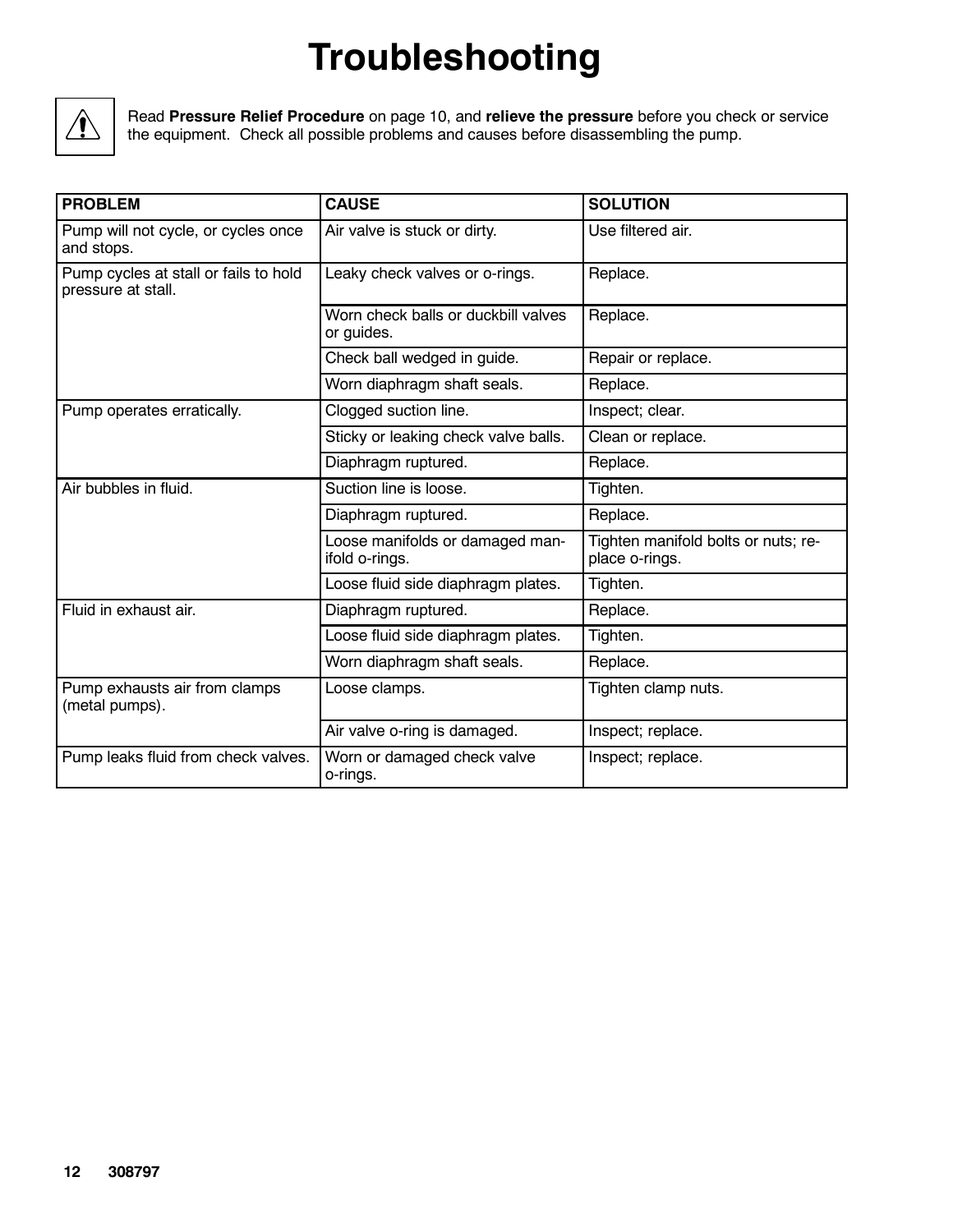# Troubleshooting

Read **Pressure Relief Procedure** on page 10, and **relieve the pressure** before you check or service the equipment. Check all possible problems and causes before disassembling the pump.

| PROBLEM | CAUSE | SOLUTION |
|---|---|---|
| Pump will not cycle, or cycles once and stops. | Air valve is stuck or dirty. | Use filtered air. |
| Pump cycles at stall or fails to hold pressure at stall. | Leaky check valves or o-rings. | Replace. |
| | Worn check balls or duckbill valves or guides. | Replace. |
| | Check ball wedged in guide. | Repair or replace. |
| | Worn diaphragm shaft seals. | Replace. |
| Pump operates erratically. | Clogged suction line. | Inspect; clear. |
| | Sticky or leaking check valve balls. | Clean or replace. |
| | Diaphragm ruptured. | Replace. |
| Air bubbles in fluid. | Suction line is loose. | Tighten. |
| | Diaphragm ruptured. | Replace. |
| | Loose manifolds or damaged manifold o-rings. | Tighten manifold bolts or nuts; replace o-rings. |
| | Loose fluid side diaphragm plates. | Tighten. |
| Fluid in exhaust air. | Diaphragm ruptured. | Replace. |
| | Loose fluid side diaphragm plates. | Tighten. |
| | Worn diaphragm shaft seals. | Replace. |
| Pump exhausts air from clamps (metal pumps). | Loose clamps. | Tighten clamp nuts. |
| | Air valve o-ring is damaged. | Inspect; replace. |
| Pump leaks fluid from check valves. | Worn or damaged check valve o-rings. | Inspect; replace. |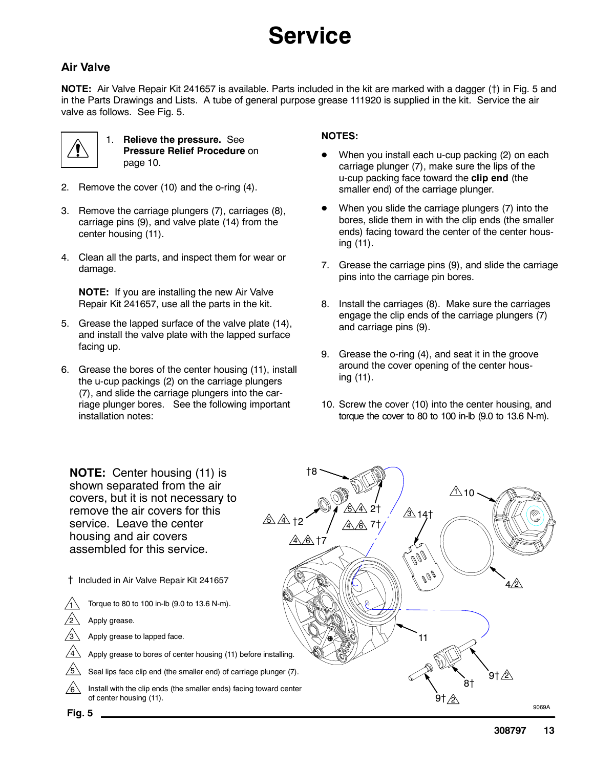# Service

## Air Valve

**NOTE:** Air Valve Repair Kit 241657 is available. Parts included in the kit are marked with a dagger (†) in Fig. 5 and in the Parts Drawings and Lists. A tube of general purpose grease 111920 is supplied in the kit. Service the air valve as follows. See Fig. 5.

1. **Relieve the pressure.** See **Pressure Relief Procedure** on page 10.
2. Remove the cover (10) and the o-ring (4).
3. Remove the carriage plungers (7), carriages (8), carriage pins (9), and valve plate (14) from the center housing (11).
4. Clean all the parts, and inspect them for wear or damage.

   **NOTE:** If you are installing the new Air Valve Repair Kit 241657, use all the parts in the kit.

5. Grease the lapped surface of the valve plate (14), and install the valve plate with the lapped surface facing up.
6. Grease the bores of the center housing (11), install the u-cup packings (2) on the carriage plungers (7), and slide the carriage plungers into the carriage plunger bores. See the following important installation notes:

**NOTES:**

- When you install each u-cup packing (2) on each carriage plunger (7), make sure the lips of the u-cup packing face toward the **clip end** (the smaller end) of the carriage plunger.
- When you slide the carriage plungers (7) into the bores, slide them in with the clip ends (the smaller ends) facing toward the center of the center housing (11).

7. Grease the carriage pins (9), and slide the carriage pins into the carriage pin bores.
8. Install the carriages (8). Make sure the carriages engage the clip ends of the carriage plungers (7) and carriage pins (9).
9. Grease the o-ring (4), and seat it in the groove around the cover opening of the center housing (11).
10. Screw the cover (10) into the center housing, and torque the cover to 80 to 100 in-lb (9.0 to 13.6 N-m).

**NOTE:** Center housing (11) is shown separated from the air covers, but it is not necessary to remove the air covers for this service. Leave the center housing and air covers assembled for this service.

† Included in Air Valve Repair Kit 241657

1. Torque to 80 to 100 in-lb (9.0 to 13.6 N-m).
2. Apply grease.
3. Apply grease to lapped face.
4. Apply grease to bores of center housing (11) before installing.
5. Seal lips face clip end (the smaller end) of carriage plunger (7).
6. Install with the clip ends (the smaller ends) facing toward center of center housing (11).

†8, 5 4 †2, 5 4 2†, 4 6 †7, 4 6 7†, 3 14†, 1 10, 4 2, 11, 9† 2, 8†, 9† 2

9069A

**Fig. 5**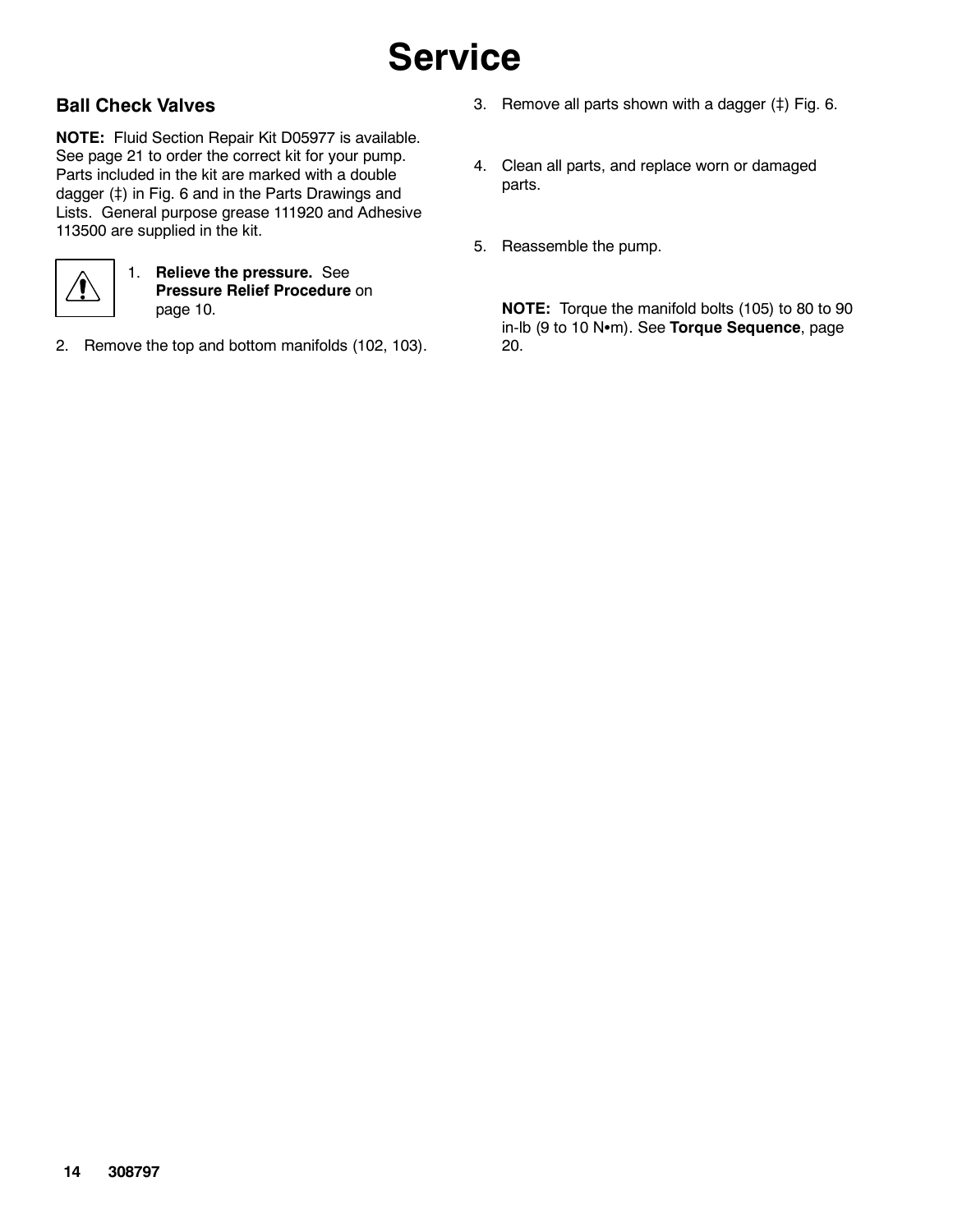# Service

## Ball Check Valves

**NOTE:** Fluid Section Repair Kit D05977 is available. See page 21 to order the correct kit for your pump. Parts included in the kit are marked with a double dagger (‡) in Fig. 6 and in the Parts Drawings and Lists. General purpose grease 111920 and Adhesive 113500 are supplied in the kit.

1. **Relieve the pressure.** See **Pressure Relief Procedure** on page 10.
2. Remove the top and bottom manifolds (102, 103).
3. Remove all parts shown with a dagger (‡) Fig. 6.
4. Clean all parts, and replace worn or damaged parts.
5. Reassemble the pump.

   **NOTE:** Torque the manifold bolts (105) to 80 to 90 in-lb (9 to 10 N•m). See **Torque Sequence**, page 20.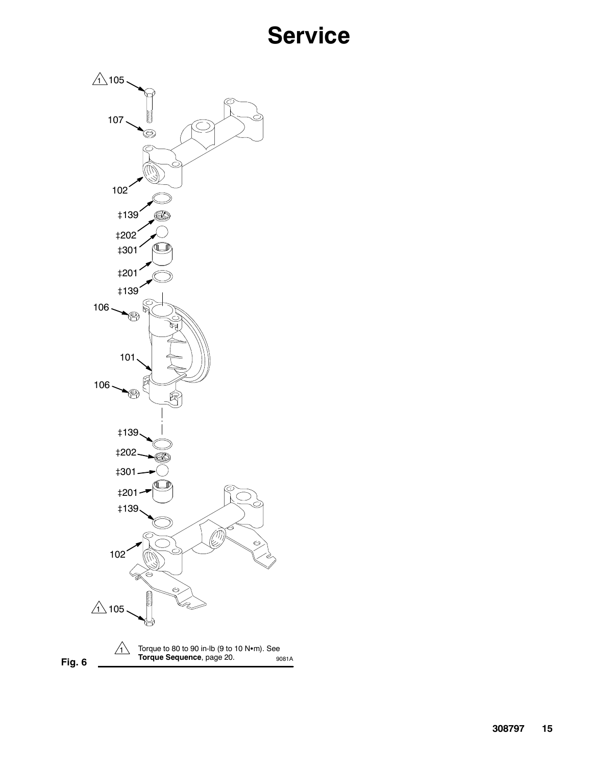# Service

105

107

102

‡139

‡202

‡301

‡201

‡139

106

101

106

‡139

‡202

‡301

‡201

‡139

102

105

1 Torque to 80 to 90 in-lb (9 to 10 N•m). See **Torque Sequence**, page 20.

9081A

**Fig. 6**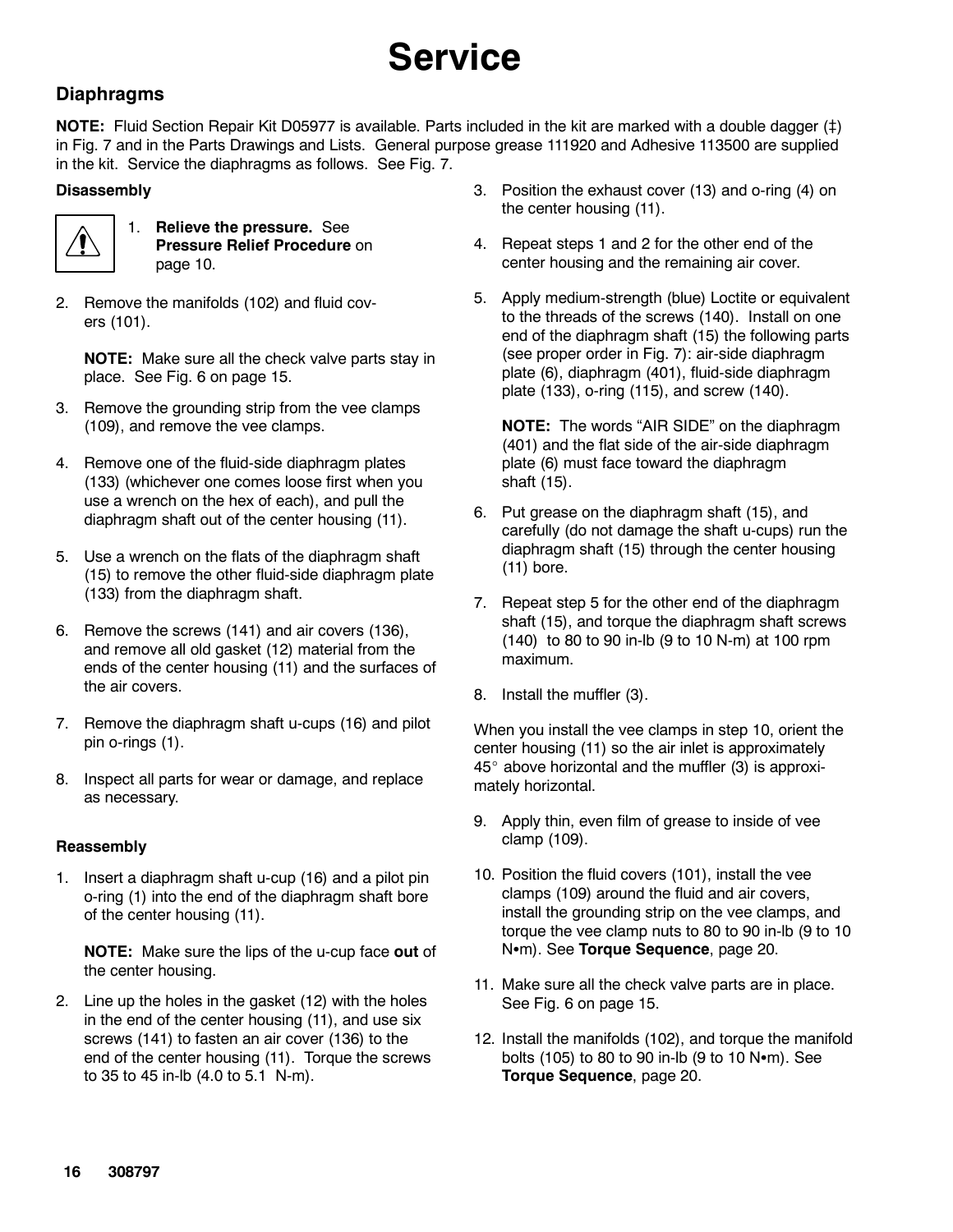# Service

## Diaphragms

**NOTE:** Fluid Section Repair Kit D05977 is available. Parts included in the kit are marked with a double dagger (‡) in Fig. 7 and in the Parts Drawings and Lists. General purpose grease 111920 and Adhesive 113500 are supplied in the kit. Service the diaphragms as follows. See Fig. 7.

### Disassembly

1. **Relieve the pressure.** See **Pressure Relief Procedure** on page 10.
2. Remove the manifolds (102) and fluid covers (101).

   **NOTE:** Make sure all the check valve parts stay in place. See Fig. 6 on page 15.
3. Remove the grounding strip from the vee clamps (109), and remove the vee clamps.
4. Remove one of the fluid-side diaphragm plates (133) (whichever one comes loose first when you use a wrench on the hex of each), and pull the diaphragm shaft out of the center housing (11).
5. Use a wrench on the flats of the diaphragm shaft (15) to remove the other fluid-side diaphragm plate (133) from the diaphragm shaft.
6. Remove the screws (141) and air covers (136), and remove all old gasket (12) material from the ends of the center housing (11) and the surfaces of the air covers.
7. Remove the diaphragm shaft u-cups (16) and pilot pin o-rings (1).
8. Inspect all parts for wear or damage, and replace as necessary.

### Reassembly

1. Insert a diaphragm shaft u-cup (16) and a pilot pin o-ring (1) into the end of the diaphragm shaft bore of the center housing (11).

   **NOTE:** Make sure the lips of the u-cup face **out** of the center housing.
2. Line up the holes in the gasket (12) with the holes in the end of the center housing (11), and use six screws (141) to fasten an air cover (136) to the end of the center housing (11). Torque the screws to 35 to 45 in-lb (4.0 to 5.1 N-m).
3. Position the exhaust cover (13) and o-ring (4) on the center housing (11).
4. Repeat steps 1 and 2 for the other end of the center housing and the remaining air cover.
5. Apply medium-strength (blue) Loctite or equivalent to the threads of the screws (140). Install on one end of the diaphragm shaft (15) the following parts (see proper order in Fig. 7): air-side diaphragm plate (6), diaphragm (401), fluid-side diaphragm plate (133), o-ring (115), and screw (140).

   **NOTE:** The words "AIR SIDE" on the diaphragm (401) and the flat side of the air-side diaphragm plate (6) must face toward the diaphragm shaft (15).
6. Put grease on the diaphragm shaft (15), and carefully (do not damage the shaft u-cups) run the diaphragm shaft (15) through the center housing (11) bore.
7. Repeat step 5 for the other end of the diaphragm shaft (15), and torque the diaphragm shaft screws (140) to 80 to 90 in-lb (9 to 10 N-m) at 100 rpm maximum.
8. Install the muffler (3).

When you install the vee clamps in step 10, orient the center housing (11) so the air inlet is approximately 45° above horizontal and the muffler (3) is approximately horizontal.

9. Apply thin, even film of grease to inside of vee clamp (109).
10. Position the fluid covers (101), install the vee clamps (109) around the fluid and air covers, install the grounding strip on the vee clamps, and torque the vee clamp nuts to 80 to 90 in-lb (9 to 10 N•m). See **Torque Sequence**, page 20.
11. Make sure all the check valve parts are in place. See Fig. 6 on page 15.
12. Install the manifolds (102), and torque the manifold bolts (105) to 80 to 90 in-lb (9 to 10 N•m). See **Torque Sequence**, page 20.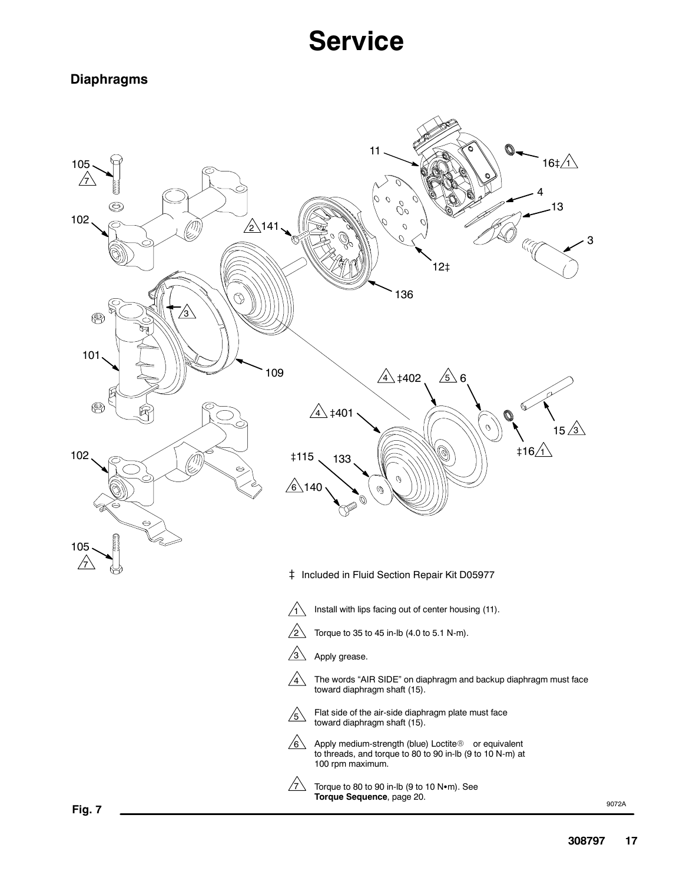# Service

## Diaphragms

‡ Included in Fluid Section Repair Kit D05977

1. Install with lips facing out of center housing (11).
2. Torque to 35 to 45 in-lb (4.0 to 5.1 N-m).
3. Apply grease.
4. The words "AIR SIDE" on diaphragm and backup diaphragm must face toward diaphragm shaft (15).
5. Flat side of the air-side diaphragm plate must face toward diaphragm shaft (15).
6. Apply medium-strength (blue) Loctite® or equivalent to threads, and torque to 80 to 90 in-lb (9 to 10 N-m) at 100 rpm maximum.
7. Torque to 80 to 90 in-lb (9 to 10 N•m). See **Torque Sequence**, page 20.

9072A

**Fig. 7**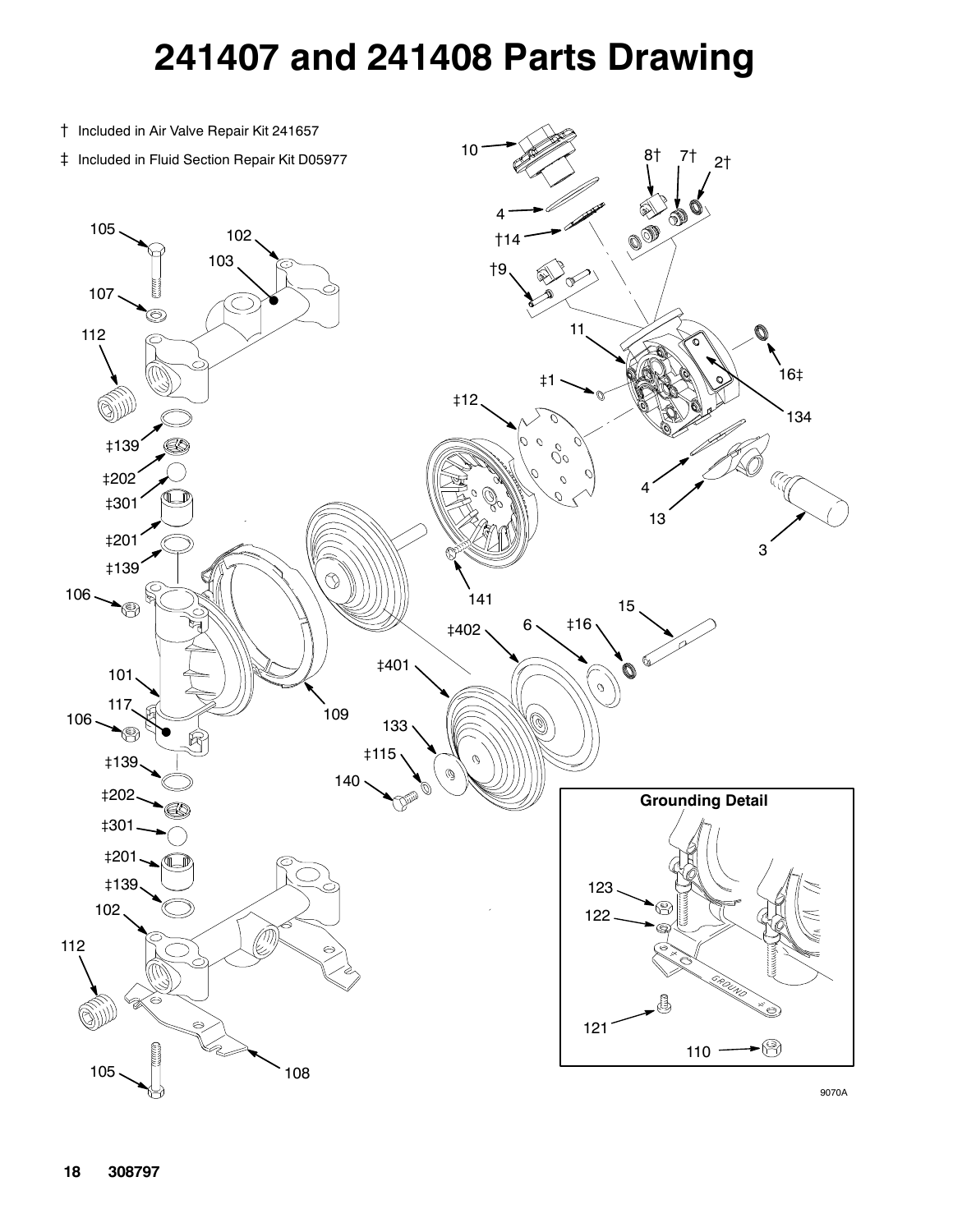# 241407 and 241408 Parts Drawing

† Included in Air Valve Repair Kit 241657

‡ Included in Fluid Section Repair Kit D05977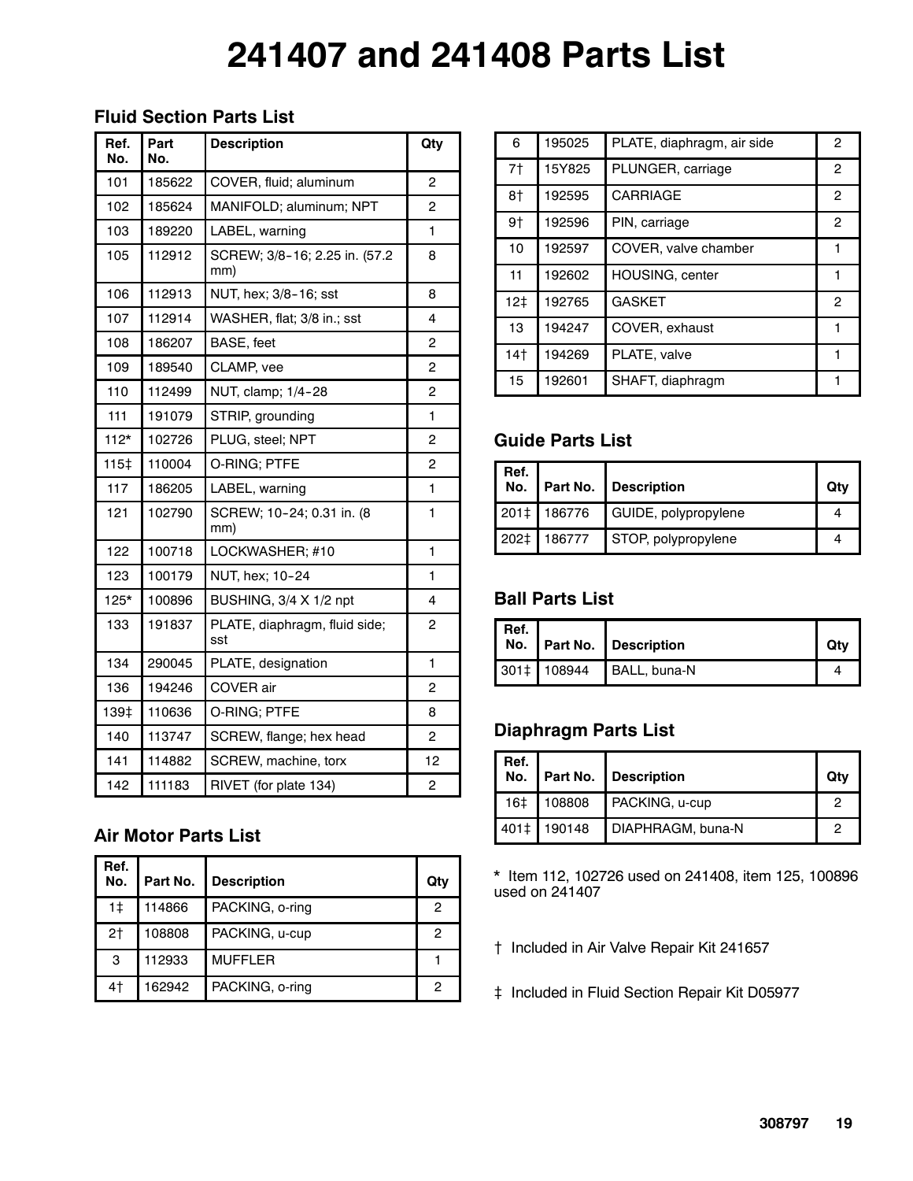# 241407 and 241408 Parts List

### Fluid Section Parts List

| Ref. No. | Part No. | Description | Qty |
|---|---|---|---|
| 101 | 185622 | COVER, fluid; aluminum | 2 |
| 102 | 185624 | MANIFOLD; aluminum; NPT | 2 |
| 103 | 189220 | LABEL, warning | 1 |
| 105 | 112912 | SCREW; 3/8-16; 2.25 in. (57.2 mm) | 8 |
| 106 | 112913 | NUT, hex; 3/8-16; sst | 8 |
| 107 | 112914 | WASHER, flat; 3/8 in.; sst | 4 |
| 108 | 186207 | BASE, feet | 2 |
| 109 | 189540 | CLAMP, vee | 2 |
| 110 | 112499 | NUT, clamp; 1/4-28 | 2 |
| 111 | 191079 | STRIP, grounding | 1 |
| 112* | 102726 | PLUG, steel; NPT | 2 |
| 115‡ | 110004 | O-RING; PTFE | 2 |
| 117 | 186205 | LABEL, warning | 1 |
| 121 | 102790 | SCREW; 10-24; 0.31 in. (8 mm) | 1 |
| 122 | 100718 | LOCKWASHER; #10 | 1 |
| 123 | 100179 | NUT, hex; 10-24 | 1 |
| 125* | 100896 | BUSHING, 3/4 X 1/2 npt | 4 |
| 133 | 191837 | PLATE, diaphragm, fluid side; sst | 2 |
| 134 | 290045 | PLATE, designation | 1 |
| 136 | 194246 | COVER air | 2 |
| 139‡ | 110636 | O-RING; PTFE | 8 |
| 140 | 113747 | SCREW, flange; hex head | 2 |
| 141 | 114882 | SCREW, machine, torx | 12 |
| 142 | 111183 | RIVET (for plate 134) | 2 |

### Air Motor Parts List

| Ref. No. | Part No. | Description | Qty |
|---|---|---|---|
| 1‡ | 114866 | PACKING, o-ring | 2 |
| 2† | 108808 | PACKING, u-cup | 2 |
| 3 | 112933 | MUFFLER | 1 |
| 4† | 162942 | PACKING, o-ring | 2 |
| 6 | 195025 | PLATE, diaphragm, air side | 2 |
| 7† | 15Y825 | PLUNGER, carriage | 2 |
| 8† | 192595 | CARRIAGE | 2 |
| 9† | 192596 | PIN, carriage | 2 |
| 10 | 192597 | COVER, valve chamber | 1 |
| 11 | 192602 | HOUSING, center | 1 |
| 12‡ | 192765 | GASKET | 2 |
| 13 | 194247 | COVER, exhaust | 1 |
| 14† | 194269 | PLATE, valve | 1 |
| 15 | 192601 | SHAFT, diaphragm | 1 |

### Guide Parts List

| Ref. No. | Part No. | Description | Qty |
|---|---|---|---|
| 201‡ | 186776 | GUIDE, polypropylene | 4 |
| 202‡ | 186777 | STOP, polypropylene | 4 |

### Ball Parts List

| Ref. No. | Part No. | Description | Qty |
|---|---|---|---|
| 301‡ | 108944 | BALL, buna-N | 4 |

### Diaphragm Parts List

| Ref. No. | Part No. | Description | Qty |
|---|---|---|---|
| 16‡ | 108808 | PACKING, u-cup | 2 |
| 401‡ | 190148 | DIAPHRAGM, buna-N | 2 |

* Item 112, 102726 used on 241408, item 125, 100896 used on 241407

† Included in Air Valve Repair Kit 241657

‡ Included in Fluid Section Repair Kit D05977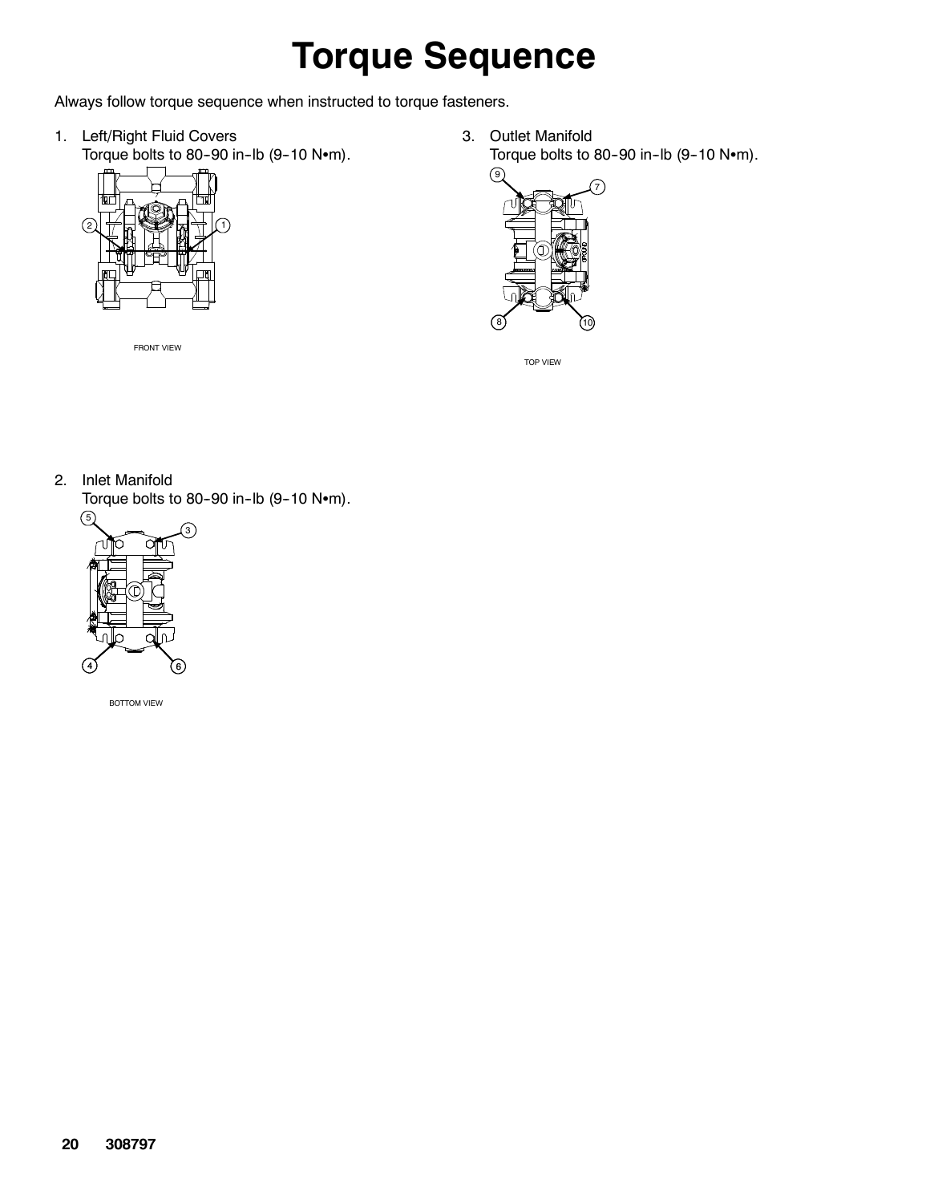# Torque Sequence

Always follow torque sequence when instructed to torque fasteners.

1. Left/Right Fluid Covers
   Torque bolts to 80-90 in-lb (9-10 N•m).

   FRONT VIEW

2. Inlet Manifold
   Torque bolts to 80-90 in-lb (9-10 N•m).

   BOTTOM VIEW

3. Outlet Manifold
   Torque bolts to 80-90 in-lb (9-10 N•m).

   TOP VIEW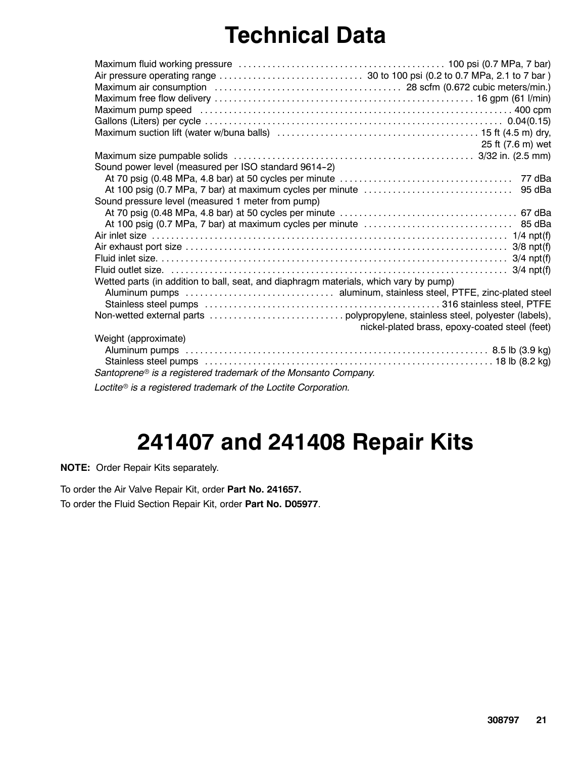# Technical Data

| | |
|---|---|
| Maximum fluid working pressure | 100 psi (0.7 MPa, 7 bar) |
| Air pressure operating range | 30 to 100 psi (0.2 to 0.7 MPa, 2.1 to 7 bar ) |
| Maximum air consumption | 28 scfm (0.672 cubic meters/min.) |
| Maximum free flow delivery | 16 gpm (61 l/min) |
| Maximum pump speed | 400 cpm |
| Gallons (Liters) per cycle | 0.04(0.15) |
| Maximum suction lift (water w/buna balls) | 15 ft (4.5 m) dry, 25 ft (7.6 m) wet |
| Maximum size pumpable solids | 3/32 in. (2.5 mm) |
| Sound power level (measured per ISO standard 9614–2) | |
| At 70 psig (0.48 MPa, 4.8 bar) at 50 cycles per minute | 77 dBa |
| At 100 psig (0.7 MPa, 7 bar) at maximum cycles per minute | 95 dBa |
| Sound pressure level (measured 1 meter from pump) | |
| At 70 psig (0.48 MPa, 4.8 bar) at 50 cycles per minute | 67 dBa |
| At 100 psig (0.7 MPa, 7 bar) at maximum cycles per minute | 85 dBa |
| Air inlet size | 1/4 npt(f) |
| Air exhaust port size | 3/8 npt(f) |
| Fluid inlet size. | 3/4 npt(f) |
| Fluid outlet size. | 3/4 npt(f) |
| Wetted parts (in addition to ball, seat, and diaphragm materials, which vary by pump) | |
| Aluminum pumps | aluminum, stainless steel, PTFE, zinc-plated steel |
| Stainless steel pumps | 316 stainless steel, PTFE |
| Non-wetted external parts | polypropylene, stainless steel, polyester (labels), nickel-plated brass, epoxy-coated steel (feet) |
| Weight (approximate) | |
| Aluminum pumps | 8.5 lb (3.9 kg) |
| Stainless steel pumps | 18 lb (8.2 kg) |

*Santoprene® is a registered trademark of the Monsanto Company.*

*Loctite® is a registered trademark of the Loctite Corporation.*

# 241407 and 241408 Repair Kits

**NOTE:** Order Repair Kits separately.

To order the Air Valve Repair Kit, order **Part No. 241657.**

To order the Fluid Section Repair Kit, order **Part No. D05977**.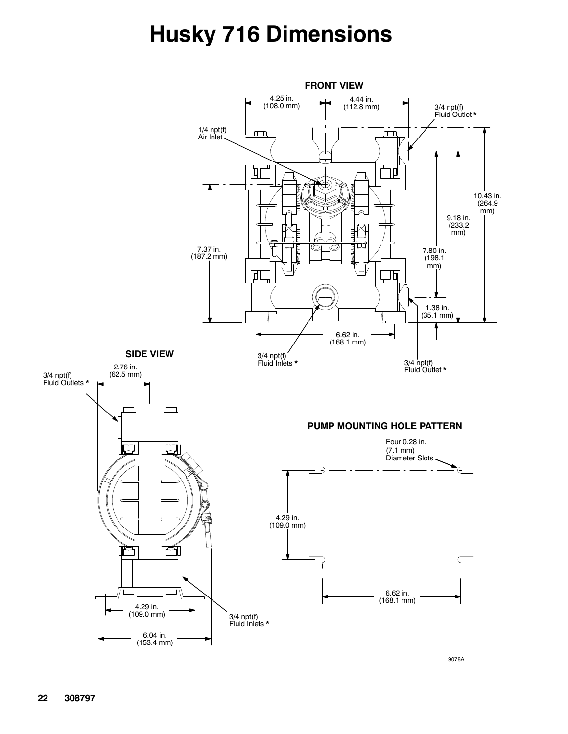# Husky 716 Dimensions

**FRONT VIEW**

4.25 in. (108.0 mm)

4.44 in. (112.8 mm)

3/4 npt(f) Fluid Outlet *

1/4 npt(f) Air Inlet

10.43 in. (264.9 mm)

9.18 in. (233.2 mm)

7.37 in. (187.2 mm)

7.80 in. (198.1 mm)

1.38 in. (35.1 mm)

6.62 in. (168.1 mm)

3/4 npt(f) Fluid Inlets *

3/4 npt(f) Fluid Outlet *

**SIDE VIEW**

3/4 npt(f) Fluid Outlets *

2.76 in. (62.5 mm)

4.29 in. (109.0 mm)

3/4 npt(f) Fluid Inlets *

6.04 in. (153.4 mm)

**PUMP MOUNTING HOLE PATTERN**

Four 0.28 in. (7.1 mm) Diameter Slots

4.29 in. (109.0 mm)

6.62 in. (168.1 mm)

9078A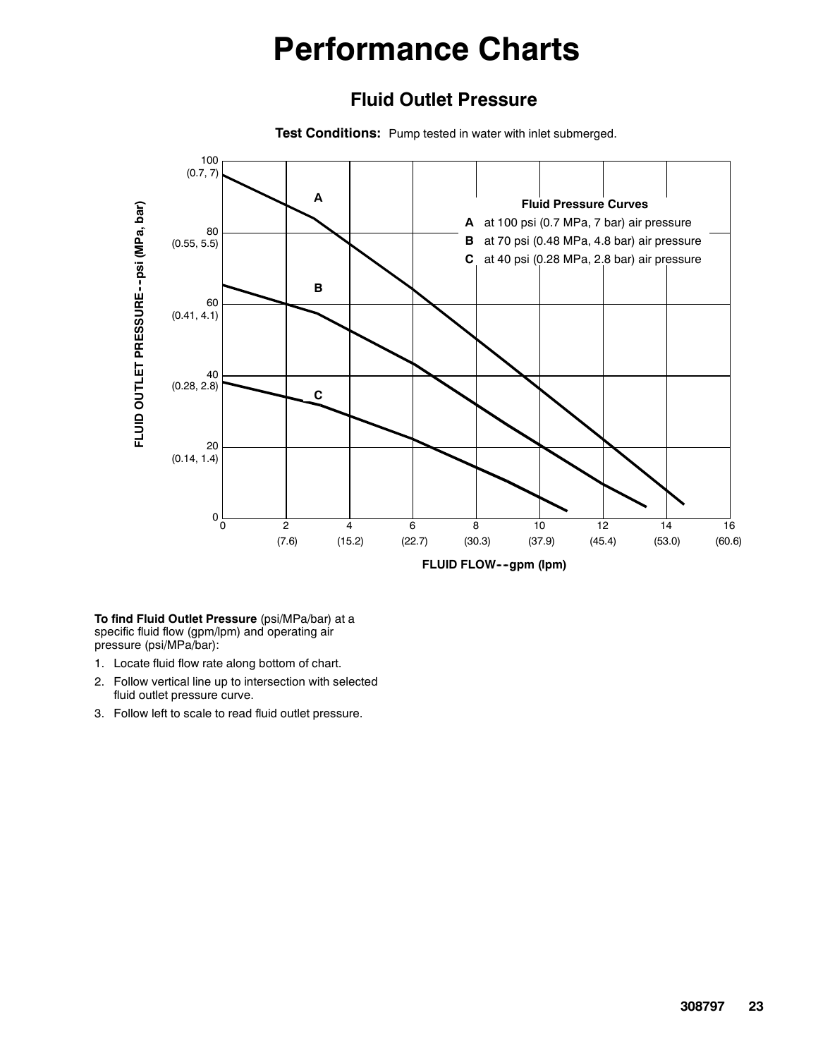# Performance Charts

## Fluid Outlet Pressure

**Test Conditions:** Pump tested in water with inlet submerged.

**Fluid Pressure Curves**

**A** at 100 psi (0.7 MPa, 7 bar) air pressure

**B** at 70 psi (0.48 MPa, 4.8 bar) air pressure

**C** at 40 psi (0.28 MPa, 2.8 bar) air pressure

FLUID OUTLET PRESSURE--psi (MPa, bar)

FLUID FLOW--gpm (lpm)

**To find Fluid Outlet Pressure** (psi/MPa/bar) at a specific fluid flow (gpm/lpm) and operating air pressure (psi/MPa/bar):

1. Locate fluid flow rate along bottom of chart.
2. Follow vertical line up to intersection with selected fluid outlet pressure curve.
3. Follow left to scale to read fluid outlet pressure.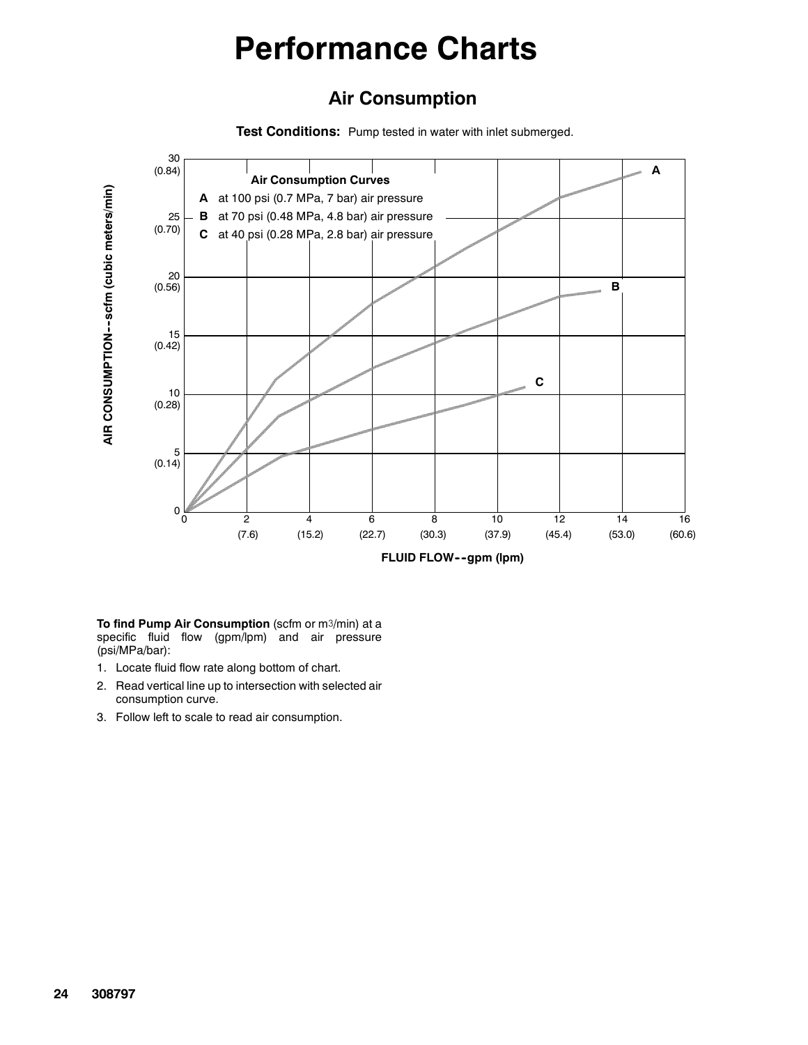# Performance Charts

## Air Consumption

**Test Conditions:** Pump tested in water with inlet submerged.

**Air Consumption Curves**

**A** at 100 psi (0.7 MPa, 7 bar) air pressure

**B** at 70 psi (0.48 MPa, 4.8 bar) air pressure

**C** at 40 psi (0.28 MPa, 2.8 bar) air pressure

AIR CONSUMPTION--scfm (cubic meters/min)

FLUID FLOW--gpm (lpm)

**To find Pump Air Consumption** (scfm or $m^3$/min) at a specific fluid flow (gpm/lpm) and air pressure (psi/MPa/bar):

1. Locate fluid flow rate along bottom of chart.
2. Read vertical line up to intersection with selected air consumption curve.
3. Follow left to scale to read air consumption.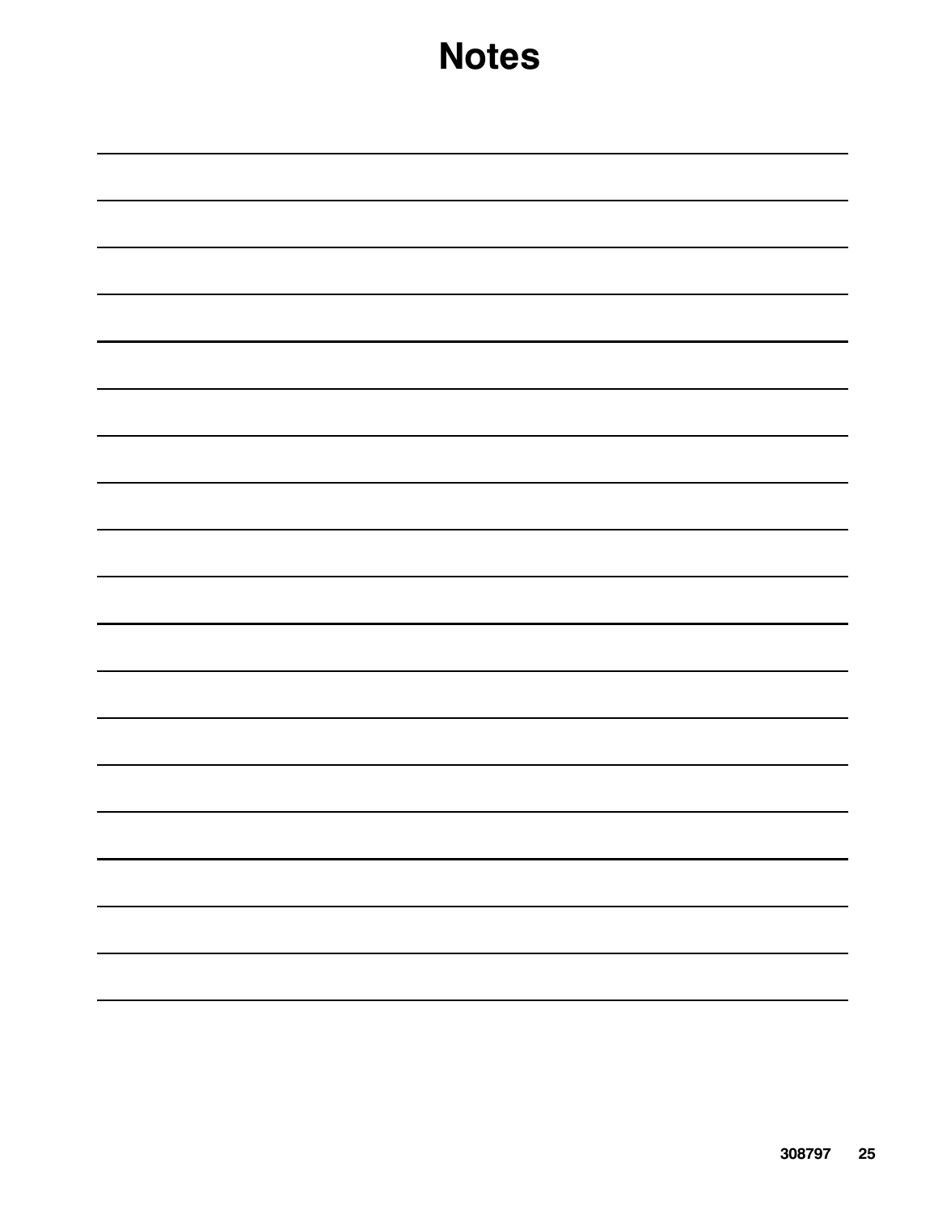# Notes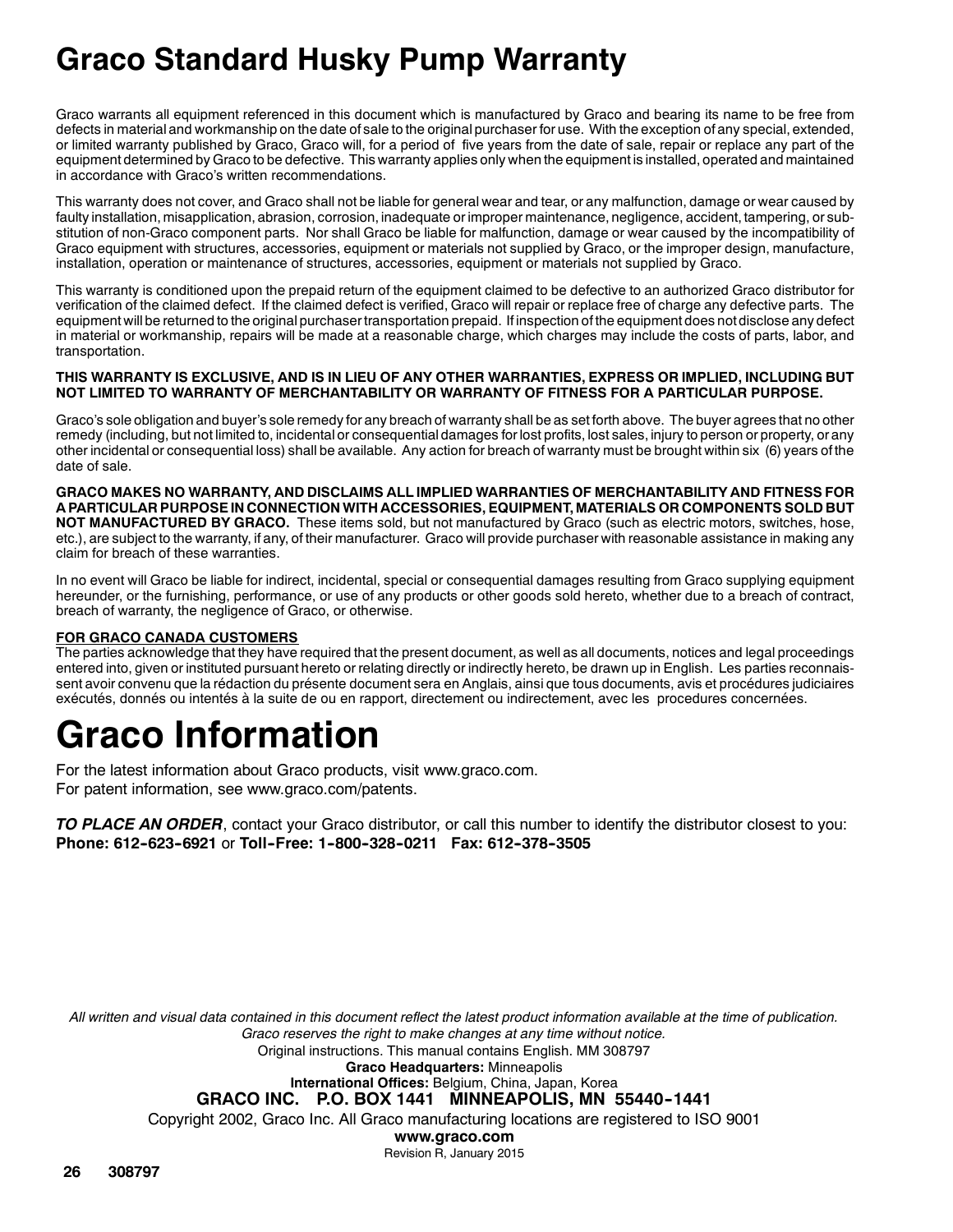# Graco Standard Husky Pump Warranty

Graco warrants all equipment referenced in this document which is manufactured by Graco and bearing its name to be free from defects in material and workmanship on the date of sale to the original purchaser for use. With the exception of any special, extended, or limited warranty published by Graco, Graco will, for a period of five years from the date of sale, repair or replace any part of the equipment determined by Graco to be defective. This warranty applies only when the equipment is installed, operated and maintained in accordance with Graco's written recommendations.

This warranty does not cover, and Graco shall not be liable for general wear and tear, or any malfunction, damage or wear caused by faulty installation, misapplication, abrasion, corrosion, inadequate or improper maintenance, negligence, accident, tampering, or substitution of non-Graco component parts. Nor shall Graco be liable for malfunction, damage or wear caused by the incompatibility of Graco equipment with structures, accessories, equipment or materials not supplied by Graco, or the improper design, manufacture, installation, operation or maintenance of structures, accessories, equipment or materials not supplied by Graco.

This warranty is conditioned upon the prepaid return of the equipment claimed to be defective to an authorized Graco distributor for verification of the claimed defect. If the claimed defect is verified, Graco will repair or replace free of charge any defective parts. The equipment will be returned to the original purchaser transportation prepaid. If inspection of the equipment does not disclose any defect in material or workmanship, repairs will be made at a reasonable charge, which charges may include the costs of parts, labor, and transportation.

**THIS WARRANTY IS EXCLUSIVE, AND IS IN LIEU OF ANY OTHER WARRANTIES, EXPRESS OR IMPLIED, INCLUDING BUT NOT LIMITED TO WARRANTY OF MERCHANTABILITY OR WARRANTY OF FITNESS FOR A PARTICULAR PURPOSE.**

Graco's sole obligation and buyer's sole remedy for any breach of warranty shall be as set forth above. The buyer agrees that no other remedy (including, but not limited to, incidental or consequential damages for lost profits, lost sales, injury to person or property, or any other incidental or consequential loss) shall be available. Any action for breach of warranty must be brought within six (6) years of the date of sale.

**GRACO MAKES NO WARRANTY, AND DISCLAIMS ALL IMPLIED WARRANTIES OF MERCHANTABILITY AND FITNESS FOR A PARTICULAR PURPOSE IN CONNECTION WITH ACCESSORIES, EQUIPMENT, MATERIALS OR COMPONENTS SOLD BUT NOT MANUFACTURED BY GRACO.** These items sold, but not manufactured by Graco (such as electric motors, switches, hose, etc.), are subject to the warranty, if any, of their manufacturer. Graco will provide purchaser with reasonable assistance in making any claim for breach of these warranties.

In no event will Graco be liable for indirect, incidental, special or consequential damages resulting from Graco supplying equipment hereunder, or the furnishing, performance, or use of any products or other goods sold hereto, whether due to a breach of contract, breach of warranty, the negligence of Graco, or otherwise.

**FOR GRACO CANADA CUSTOMERS**

The parties acknowledge that they have required that the present document, as well as all documents, notices and legal proceedings entered into, given or instituted pursuant hereto or relating directly or indirectly hereto, be drawn up in English. Les parties reconnaissent avoir convenu que la rédaction du présente document sera en Anglais, ainsi que tous documents, avis et procédures judiciaires exécutés, donnés ou intentés à la suite de ou en rapport, directement ou indirectement, avec les procedures concernées.

# Graco Information

For the latest information about Graco products, visit www.graco.com.
For patent information, see www.graco.com/patents.

***TO PLACE AN ORDER***, contact your Graco distributor, or call this number to identify the distributor closest to you:
**Phone: 612-623-6921** or **Toll-Free: 1-800-328-0211 Fax: 612-378-3505**

*All written and visual data contained in this document reflect the latest product information available at the time of publication. Graco reserves the right to make changes at any time without notice.*

Original instructions. This manual contains English. MM 308797

**Graco Headquarters:** Minneapolis
**International Offices:** Belgium, China, Japan, Korea

**GRACO INC. P.O. BOX 1441 MINNEAPOLIS, MN 55440-1441**

Copyright 2002, Graco Inc. All Graco manufacturing locations are registered to ISO 9001

**www.graco.com**

Revision R, January 2015